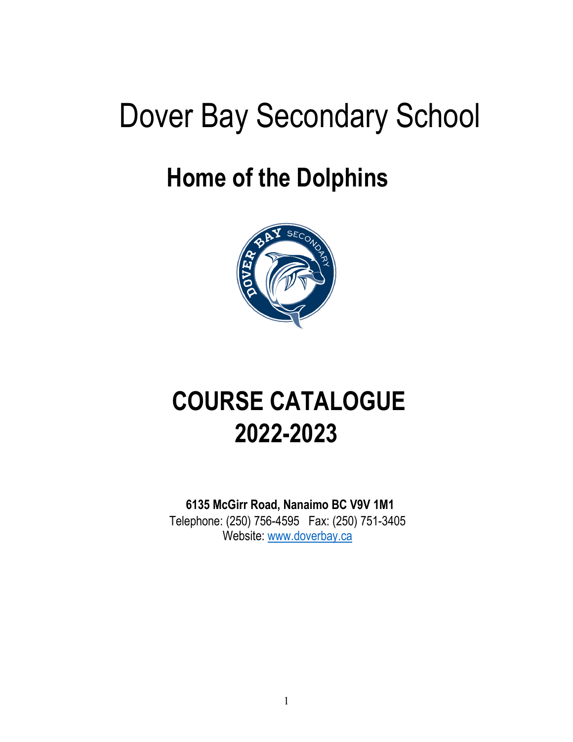# Dover Bay Secondary School

## Home of the Dolphins

# COURSE CATALOGUE 2022-2023

**6135 McGirr Road, Nanaimo BC V9V 1M1**
Telephone: (250) 756-4595 Fax: (250) 751-3405
Website: www.doverbay.ca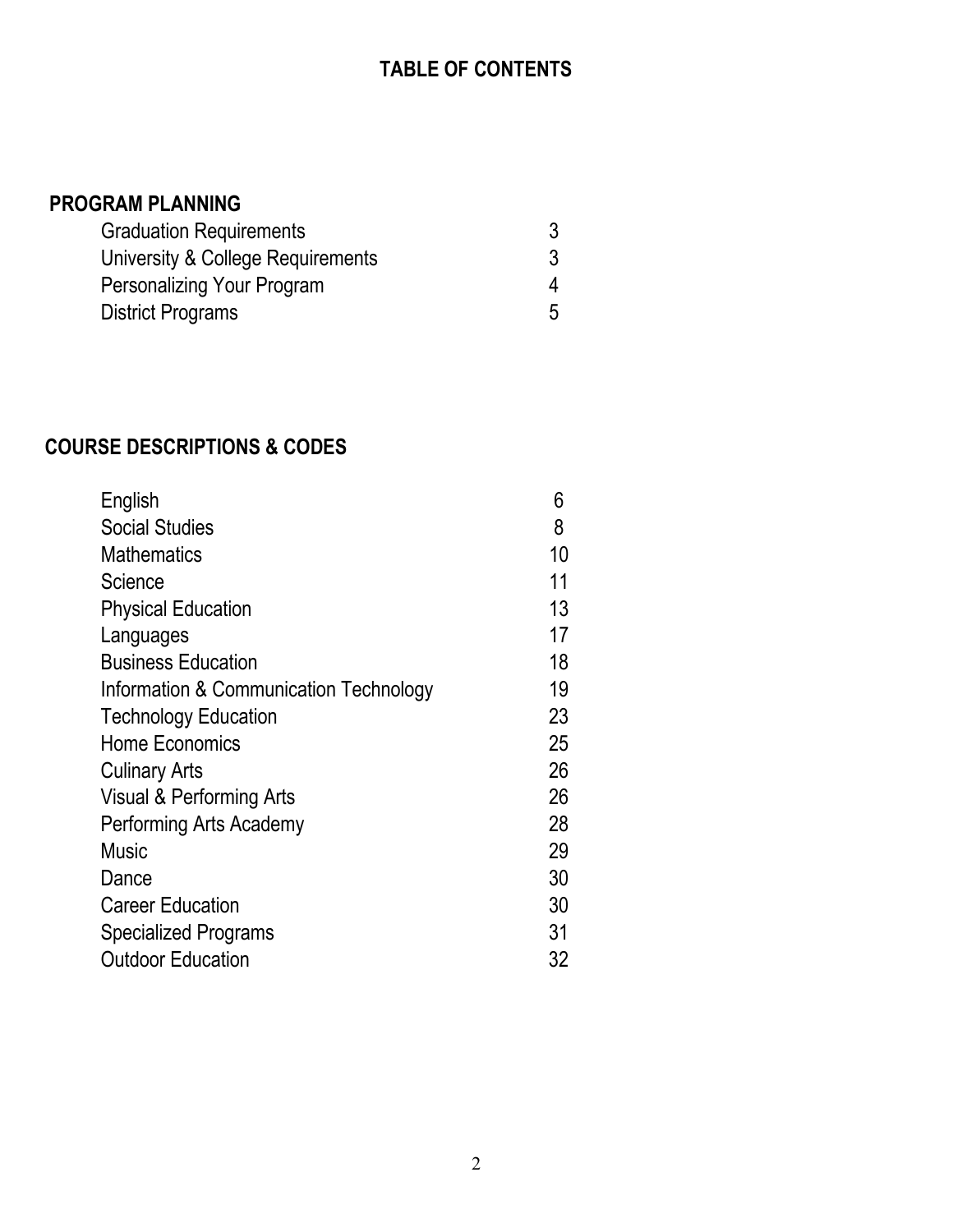# TABLE OF CONTENTS

## PROGRAM PLANNING

| | |
|---|---|
| Graduation Requirements | 3 |
| University & College Requirements | 3 |
| Personalizing Your Program | 4 |
| District Programs | 5 |

## COURSE DESCRIPTIONS & CODES

| | |
|---|---|
| English | 6 |
| Social Studies | 8 |
| Mathematics | 10 |
| Science | 11 |
| Physical Education | 13 |
| Languages | 17 |
| Business Education | 18 |
| Information & Communication Technology | 19 |
| Technology Education | 23 |
| Home Economics | 25 |
| Culinary Arts | 26 |
| Visual & Performing Arts | 26 |
| Performing Arts Academy | 28 |
| Music | 29 |
| Dance | 30 |
| Career Education | 30 |
| Specialized Programs | 31 |
| Outdoor Education | 32 |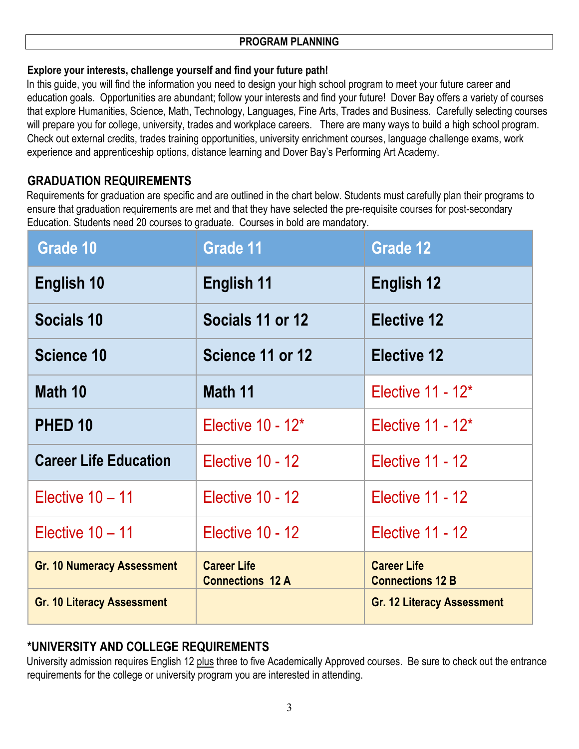## PROGRAM PLANNING

**Explore your interests, challenge yourself and find your future path!**
In this guide, you will find the information you need to design your high school program to meet your future career and education goals. Opportunities are abundant; follow your interests and find your future! Dover Bay offers a variety of courses that explore Humanities, Science, Math, Technology, Languages, Fine Arts, Trades and Business. Carefully selecting courses will prepare you for college, university, trades and workplace careers. There are many ways to build a high school program. Check out external credits, trades training opportunities, university enrichment courses, language challenge exams, work experience and apprenticeship options, distance learning and Dover Bay's Performing Art Academy.

## GRADUATION REQUIREMENTS

Requirements for graduation are specific and are outlined in the chart below. Students must carefully plan their programs to ensure that graduation requirements are met and that they have selected the pre-requisite courses for post-secondary Education. Students need 20 courses to graduate. Courses in bold are mandatory.

| Grade 10 | Grade 11 | Grade 12 |
|---|---|---|
| **English 10** | **English 11** | **English 12** |
| **Socials 10** | **Socials 11 or 12** | **Elective 12** |
| **Science 10** | **Science 11 or 12** | **Elective 12** |
| **Math 10** | **Math 11** | Elective 11 - 12* |
| **PHED 10** | Elective 10 - 12* | Elective 11 - 12* |
| **Career Life Education** | Elective 10 - 12 | Elective 11 - 12 |
| Elective 10 – 11 | Elective 10 - 12 | Elective 11 - 12 |
| Elective 10 – 11 | Elective 10 - 12 | Elective 11 - 12 |
| **Gr. 10 Numeracy Assessment** | **Career Life Connections 12 A** | **Career Life Connections 12 B** |
| **Gr. 10 Literacy Assessment** | | **Gr. 12 Literacy Assessment** |

## *UNIVERSITY AND COLLEGE REQUIREMENTS

University admission requires English 12 plus three to five Academically Approved courses. Be sure to check out the entrance requirements for the college or university program you are interested in attending.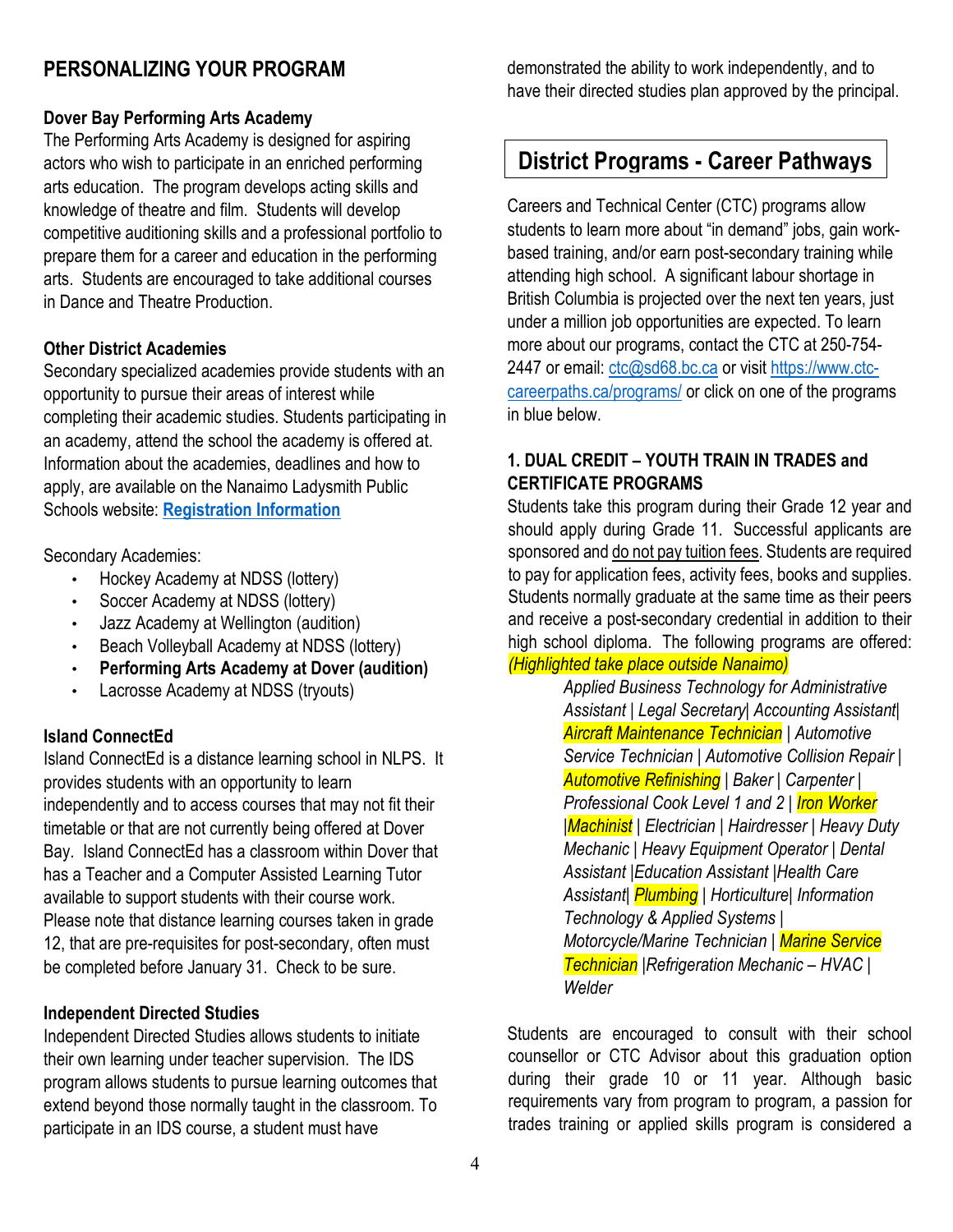## PERSONALIZING YOUR PROGRAM

### Dover Bay Performing Arts Academy

The Performing Arts Academy is designed for aspiring actors who wish to participate in an enriched performing arts education. The program develops acting skills and knowledge of theatre and film. Students will develop competitive auditioning skills and a professional portfolio to prepare them for a career and education in the performing arts. Students are encouraged to take additional courses in Dance and Theatre Production.

### Other District Academies

Secondary specialized academies provide students with an opportunity to pursue their areas of interest while completing their academic studies. Students participating in an academy, attend the school the academy is offered at. Information about the academies, deadlines and how to apply, are available on the Nanaimo Ladysmith Public Schools website: **Registration Information**

Secondary Academies:

- Hockey Academy at NDSS (lottery)
- Soccer Academy at NDSS (lottery)
- Jazz Academy at Wellington (audition)
- Beach Volleyball Academy at NDSS (lottery)
- **Performing Arts Academy at Dover (audition)**
- Lacrosse Academy at NDSS (tryouts)

### Island ConnectEd

Island ConnectEd is a distance learning school in NLPS. It provides students with an opportunity to learn independently and to access courses that may not fit their timetable or that are not currently being offered at Dover Bay. Island ConnectEd has a classroom within Dover that has a Teacher and a Computer Assisted Learning Tutor available to support students with their course work. Please note that distance learning courses taken in grade 12, that are pre-requisites for post-secondary, often must be completed before January 31. Check to be sure.

### Independent Directed Studies

Independent Directed Studies allows students to initiate their own learning under teacher supervision. The IDS program allows students to pursue learning outcomes that extend beyond those normally taught in the classroom. To participate in an IDS course, a student must have demonstrated the ability to work independently, and to have their directed studies plan approved by the principal.

## District Programs - Career Pathways

Careers and Technical Center (CTC) programs allow students to learn more about "in demand" jobs, gain work-based training, and/or earn post-secondary training while attending high school. A significant labour shortage in British Columbia is projected over the next ten years, just under a million job opportunities are expected. To learn more about our programs, contact the CTC at 250-754-2447 or email: ctc@sd68.bc.ca or visit https://www.ctc-careerpaths.ca/programs/ or click on one of the programs in blue below.

### 1. DUAL CREDIT – YOUTH TRAIN IN TRADES and CERTIFICATE PROGRAMS

Students take this program during their Grade 12 year and should apply during Grade 11. Successful applicants are sponsored and do not pay tuition fees. Students are required to pay for application fees, activity fees, books and supplies. Students normally graduate at the same time as their peers and receive a post-secondary credential in addition to their high school diploma. The following programs are offered: *(Highlighted take place outside Nanaimo)*

*Applied Business Technology for Administrative Assistant | Legal Secretary| Accounting Assistant| Aircraft Maintenance Technician | Automotive Service Technician | Automotive Collision Repair | Automotive Refinishing | Baker | Carpenter | Professional Cook Level 1 and 2 | Iron Worker |Machinist | Electrician | Hairdresser | Heavy Duty Mechanic | Heavy Equipment Operator | Dental Assistant |Education Assistant |Health Care Assistant| Plumbing | Horticulture| Information Technology & Applied Systems | Motorcycle/Marine Technician | Marine Service Technician |Refrigeration Mechanic – HVAC | Welder*

Students are encouraged to consult with their school counsellor or CTC Advisor about this graduation option during their grade 10 or 11 year. Although basic requirements vary from program to program, a passion for trades training or applied skills program is considered a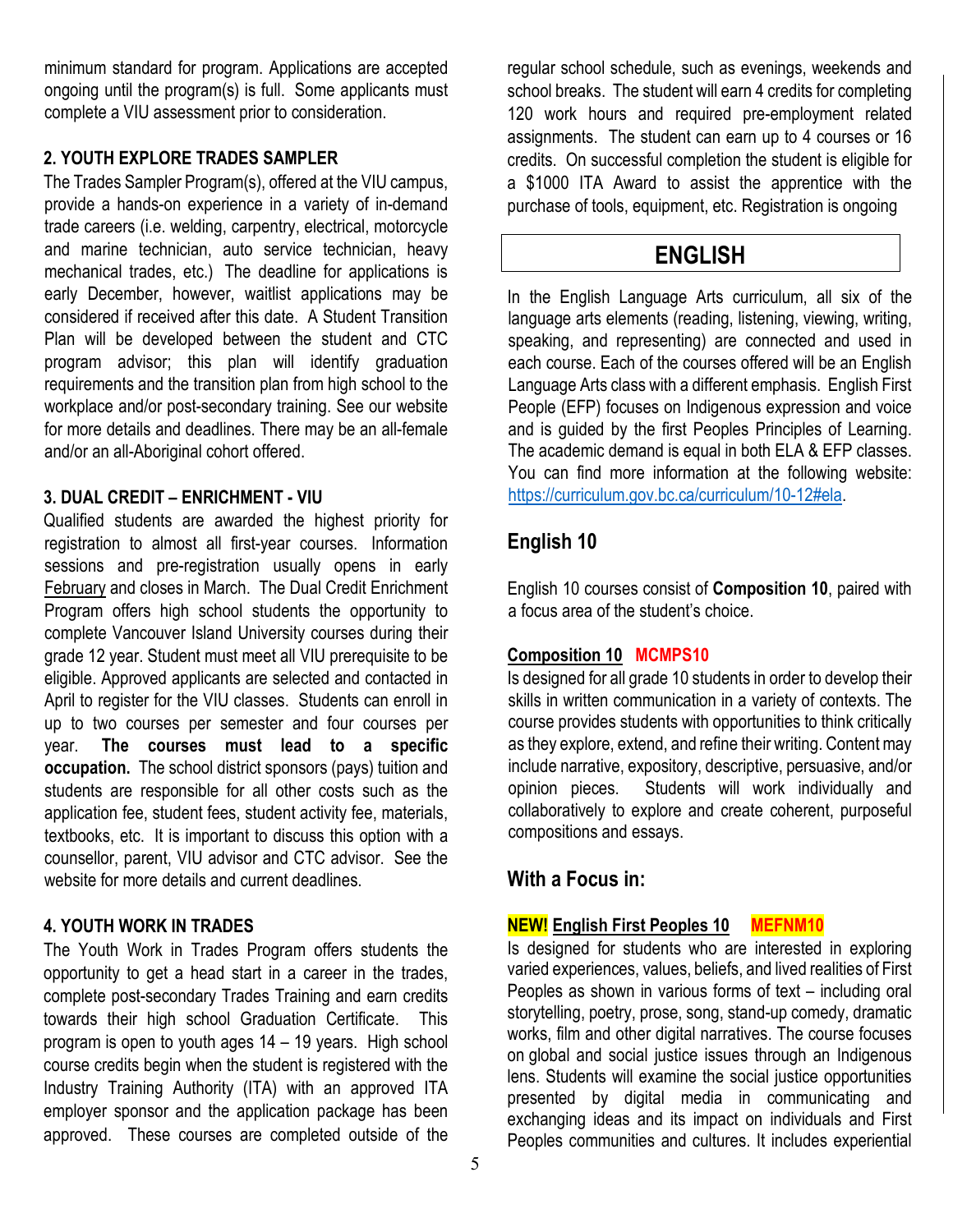minimum standard for program. Applications are accepted ongoing until the program(s) is full. Some applicants must complete a VIU assessment prior to consideration.

### 2. YOUTH EXPLORE TRADES SAMPLER

The Trades Sampler Program(s), offered at the VIU campus, provide a hands-on experience in a variety of in-demand trade careers (i.e. welding, carpentry, electrical, motorcycle and marine technician, auto service technician, heavy mechanical trades, etc.) The deadline for applications is early December, however, waitlist applications may be considered if received after this date. A Student Transition Plan will be developed between the student and CTC program advisor; this plan will identify graduation requirements and the transition plan from high school to the workplace and/or post-secondary training. See our website for more details and deadlines. There may be an all-female and/or an all-Aboriginal cohort offered.

### 3. DUAL CREDIT – ENRICHMENT - VIU

Qualified students are awarded the highest priority for registration to almost all first-year courses. Information sessions and pre-registration usually opens in early February and closes in March. The Dual Credit Enrichment Program offers high school students the opportunity to complete Vancouver Island University courses during their grade 12 year. Student must meet all VIU prerequisite to be eligible. Approved applicants are selected and contacted in April to register for the VIU classes. Students can enroll in up to two courses per semester and four courses per year. **The courses must lead to a specific occupation.** The school district sponsors (pays) tuition and students are responsible for all other costs such as the application fee, student fees, student activity fee, materials, textbooks, etc. It is important to discuss this option with a counsellor, parent, VIU advisor and CTC advisor. See the website for more details and current deadlines.

### 4. YOUTH WORK IN TRADES

The Youth Work in Trades Program offers students the opportunity to get a head start in a career in the trades, complete post-secondary Trades Training and earn credits towards their high school Graduation Certificate. This program is open to youth ages 14 – 19 years. High school course credits begin when the student is registered with the Industry Training Authority (ITA) with an approved ITA employer sponsor and the application package has been approved. These courses are completed outside of the regular school schedule, such as evenings, weekends and school breaks. The student will earn 4 credits for completing 120 work hours and required pre-employment related assignments. The student can earn up to 4 courses or 16 credits. On successful completion the student is eligible for a $1000 ITA Award to assist the apprentice with the purchase of tools, equipment, etc. Registration is ongoing

# ENGLISH

In the English Language Arts curriculum, all six of the language arts elements (reading, listening, viewing, writing, speaking, and representing) are connected and used in each course. Each of the courses offered will be an English Language Arts class with a different emphasis. English First People (EFP) focuses on Indigenous expression and voice and is guided by the first Peoples Principles of Learning. The academic demand is equal in both ELA & EFP classes. You can find more information at the following website: https://curriculum.gov.bc.ca/curriculum/10-12#ela.

## English 10

English 10 courses consist of **Composition 10**, paired with a focus area of the student's choice.

### Composition 10 MCMPS10

Is designed for all grade 10 students in order to develop their skills in written communication in a variety of contexts. The course provides students with opportunities to think critically as they explore, extend, and refine their writing. Content may include narrative, expository, descriptive, persuasive, and/or opinion pieces. Students will work individually and collaboratively to explore and create coherent, purposeful compositions and essays.

## With a Focus in:

### NEW! English First Peoples 10 MEFNM10

Is designed for students who are interested in exploring varied experiences, values, beliefs, and lived realities of First Peoples as shown in various forms of text – including oral storytelling, poetry, prose, song, stand-up comedy, dramatic works, film and other digital narratives. The course focuses on global and social justice issues through an Indigenous lens. Students will examine the social justice opportunities presented by digital media in communicating and exchanging ideas and its impact on individuals and First Peoples communities and cultures. It includes experiential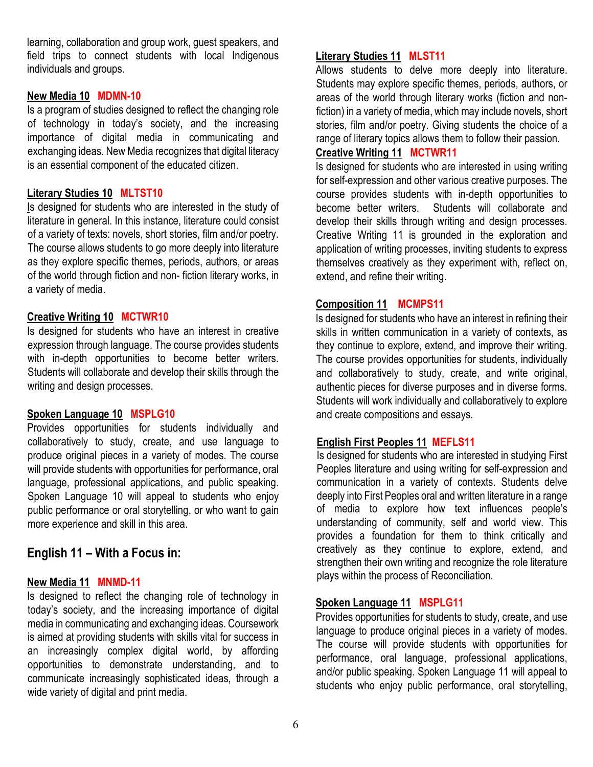learning, collaboration and group work, guest speakers, and field trips to connect students with local Indigenous individuals and groups.

**New Media 10** **MDMN-10**
Is a program of studies designed to reflect the changing role of technology in today's society, and the increasing importance of digital media in communicating and exchanging ideas. New Media recognizes that digital literacy is an essential component of the educated citizen.

**Literary Studies 10** **MLTST10**
Is designed for students who are interested in the study of literature in general. In this instance, literature could consist of a variety of texts: novels, short stories, film and/or poetry. The course allows students to go more deeply into literature as they explore specific themes, periods, authors, or areas of the world through fiction and non- fiction literary works, in a variety of media.

**Creative Writing 10** **MCTWR10**
Is designed for students who have an interest in creative expression through language. The course provides students with in-depth opportunities to become better writers. Students will collaborate and develop their skills through the writing and design processes.

**Spoken Language 10** **MSPLG10**
Provides opportunities for students individually and collaboratively to study, create, and use language to produce original pieces in a variety of modes. The course will provide students with opportunities for performance, oral language, professional applications, and public speaking. Spoken Language 10 will appeal to students who enjoy public performance or oral storytelling, or who want to gain more experience and skill in this area.

## English 11 – With a Focus in:

**New Media 11** **MNMD-11**
Is designed to reflect the changing role of technology in today's society, and the increasing importance of digital media in communicating and exchanging ideas. Coursework is aimed at providing students with skills vital for success in an increasingly complex digital world, by affording opportunities to demonstrate understanding, and to communicate increasingly sophisticated ideas, through a wide variety of digital and print media.

**Literary Studies 11** **MLST11**
Allows students to delve more deeply into literature. Students may explore specific themes, periods, authors, or areas of the world through literary works (fiction and non-fiction) in a variety of media, which may include novels, short stories, film and/or poetry. Giving students the choice of a range of literary topics allows them to follow their passion.

**Creative Writing 11** **MCTWR11**
Is designed for students who are interested in using writing for self-expression and other various creative purposes. The course provides students with in-depth opportunities to become better writers. Students will collaborate and develop their skills through writing and design processes. Creative Writing 11 is grounded in the exploration and application of writing processes, inviting students to express themselves creatively as they experiment with, reflect on, extend, and refine their writing.

**Composition 11** **MCMPS11**
Is designed for students who have an interest in refining their skills in written communication in a variety of contexts, as they continue to explore, extend, and improve their writing. The course provides opportunities for students, individually and collaboratively to study, create, and write original, authentic pieces for diverse purposes and in diverse forms. Students will work individually and collaboratively to explore and create compositions and essays.

**English First Peoples 11** **MEFLS11**
Is designed for students who are interested in studying First Peoples literature and using writing for self-expression and communication in a variety of contexts. Students delve deeply into First Peoples oral and written literature in a range of media to explore how text influences people's understanding of community, self and world view. This provides a foundation for them to think critically and creatively as they continue to explore, extend, and strengthen their own writing and recognize the role literature plays within the process of Reconciliation.

**Spoken Language 11** **MSPLG11**
Provides opportunities for students to study, create, and use language to produce original pieces in a variety of modes. The course will provide students with opportunities for performance, oral language, professional applications, and/or public speaking. Spoken Language 11 will appeal to students who enjoy public performance, oral storytelling,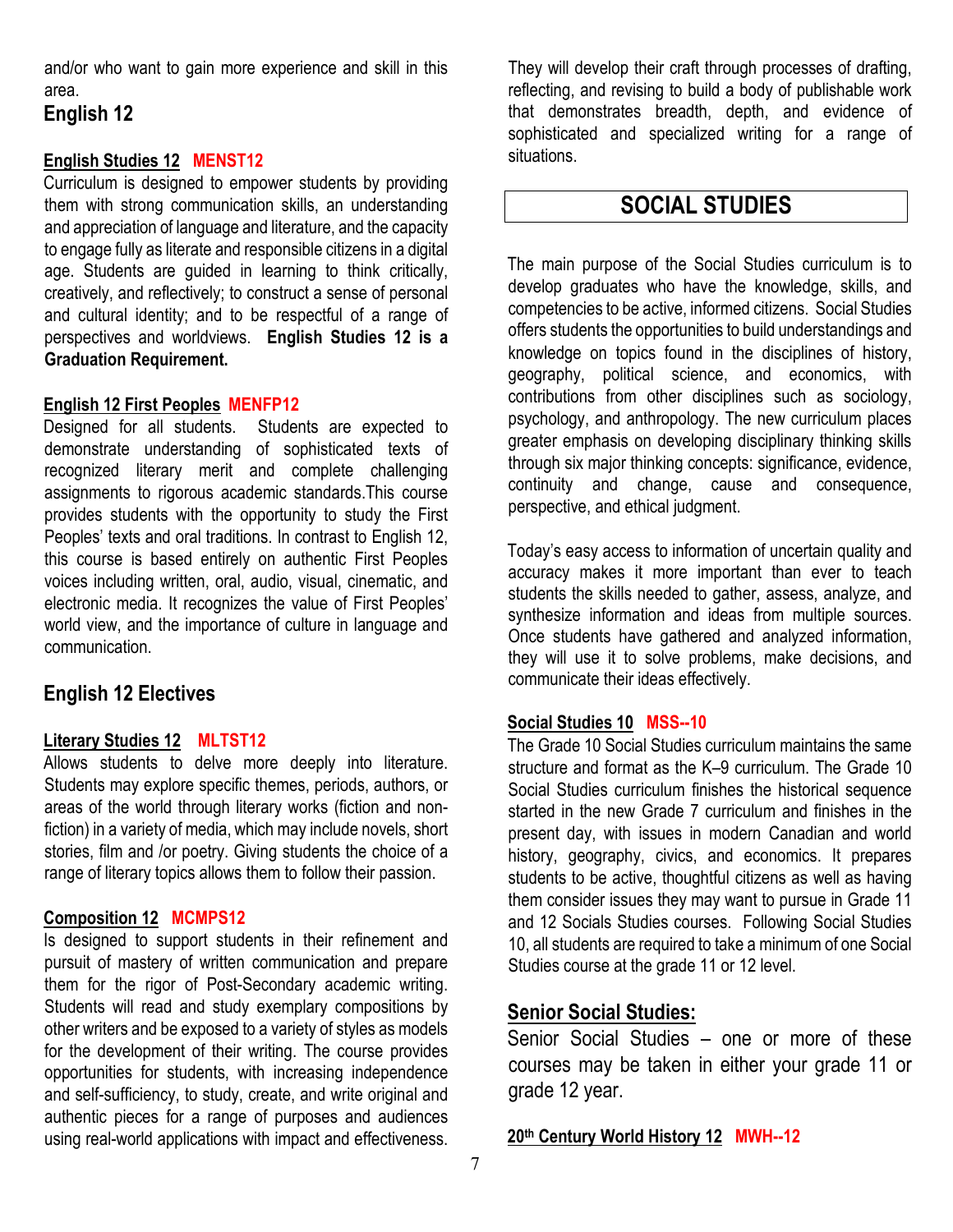and/or who want to gain more experience and skill in this area.

## English 12

### English Studies 12 MENST12

Curriculum is designed to empower students by providing them with strong communication skills, an understanding and appreciation of language and literature, and the capacity to engage fully as literate and responsible citizens in a digital age. Students are guided in learning to think critically, creatively, and reflectively; to construct a sense of personal and cultural identity; and to be respectful of a range of perspectives and worldviews. **English Studies 12 is a Graduation Requirement.**

### English 12 First Peoples MENFP12

Designed for all students. Students are expected to demonstrate understanding of sophisticated texts of recognized literary merit and complete challenging assignments to rigorous academic standards.This course provides students with the opportunity to study the First Peoples' texts and oral traditions. In contrast to English 12, this course is based entirely on authentic First Peoples voices including written, oral, audio, visual, cinematic, and electronic media. It recognizes the value of First Peoples' world view, and the importance of culture in language and communication.

## English 12 Electives

### Literary Studies 12 MLTST12

Allows students to delve more deeply into literature. Students may explore specific themes, periods, authors, or areas of the world through literary works (fiction and non-fiction) in a variety of media, which may include novels, short stories, film and /or poetry. Giving students the choice of a range of literary topics allows them to follow their passion.

### Composition 12 MCMPS12

Is designed to support students in their refinement and pursuit of mastery of written communication and prepare them for the rigor of Post-Secondary academic writing. Students will read and study exemplary compositions by other writers and be exposed to a variety of styles as models for the development of their writing. The course provides opportunities for students, with increasing independence and self-sufficiency, to study, create, and write original and authentic pieces for a range of purposes and audiences using real-world applications with impact and effectiveness. They will develop their craft through processes of drafting, reflecting, and revising to build a body of publishable work that demonstrates breadth, depth, and evidence of sophisticated and specialized writing for a range of situations.

# SOCIAL STUDIES

The main purpose of the Social Studies curriculum is to develop graduates who have the knowledge, skills, and competencies to be active, informed citizens. Social Studies offers students the opportunities to build understandings and knowledge on topics found in the disciplines of history, geography, political science, and economics, with contributions from other disciplines such as sociology, psychology, and anthropology. The new curriculum places greater emphasis on developing disciplinary thinking skills through six major thinking concepts: significance, evidence, continuity and change, cause and consequence, perspective, and ethical judgment.

Today's easy access to information of uncertain quality and accuracy makes it more important than ever to teach students the skills needed to gather, assess, analyze, and synthesize information and ideas from multiple sources. Once students have gathered and analyzed information, they will use it to solve problems, make decisions, and communicate their ideas effectively.

### Social Studies 10 MSS--10

The Grade 10 Social Studies curriculum maintains the same structure and format as the K–9 curriculum. The Grade 10 Social Studies curriculum finishes the historical sequence started in the new Grade 7 curriculum and finishes in the present day, with issues in modern Canadian and world history, geography, civics, and economics. It prepares students to be active, thoughtful citizens as well as having them consider issues they may want to pursue in Grade 11 and 12 Socials Studies courses. Following Social Studies 10, all students are required to take a minimum of one Social Studies course at the grade 11 or 12 level.

## Senior Social Studies:

Senior Social Studies – one or more of these courses may be taken in either your grade 11 or grade 12 year.

### 20th Century World History 12 MWH--12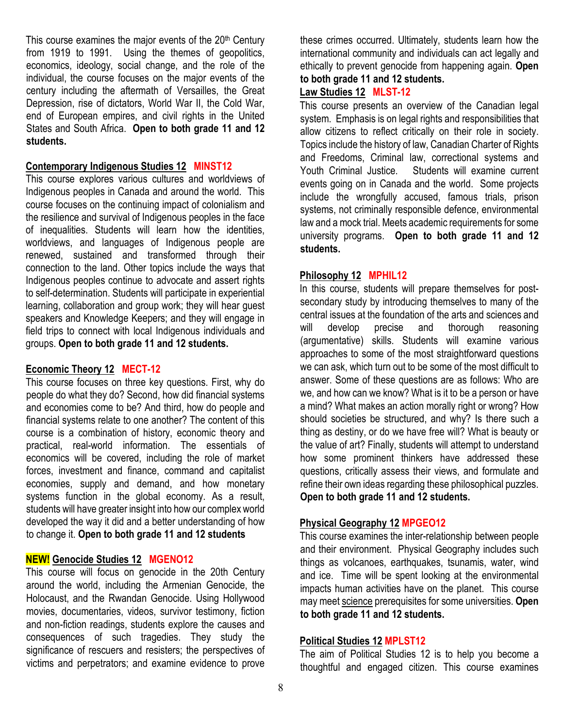This course examines the major events of the 20th Century from 1919 to 1991. Using the themes of geopolitics, economics, ideology, social change, and the role of the individual, the course focuses on the major events of the century including the aftermath of Versailles, the Great Depression, rise of dictators, World War II, the Cold War, end of European empires, and civil rights in the United States and South Africa. **Open to both grade 11 and 12 students.**

### Contemporary Indigenous Studies 12 MINST12

This course explores various cultures and worldviews of Indigenous peoples in Canada and around the world. This course focuses on the continuing impact of colonialism and the resilience and survival of Indigenous peoples in the face of inequalities. Students will learn how the identities, worldviews, and languages of Indigenous people are renewed, sustained and transformed through their connection to the land. Other topics include the ways that Indigenous peoples continue to advocate and assert rights to self-determination. Students will participate in experiential learning, collaboration and group work; they will hear guest speakers and Knowledge Keepers; and they will engage in field trips to connect with local Indigenous individuals and groups. **Open to both grade 11 and 12 students.**

### Economic Theory 12 MECT-12

This course focuses on three key questions. First, why do people do what they do? Second, how did financial systems and economies come to be? And third, how do people and financial systems relate to one another? The content of this course is a combination of history, economic theory and practical, real-world information. The essentials of economics will be covered, including the role of market forces, investment and finance, command and capitalist economies, supply and demand, and how monetary systems function in the global economy. As a result, students will have greater insight into how our complex world developed the way it did and a better understanding of how to change it. **Open to both grade 11 and 12 students**

### NEW! Genocide Studies 12 MGENO12

This course will focus on genocide in the 20th Century around the world, including the Armenian Genocide, the Holocaust, and the Rwandan Genocide. Using Hollywood movies, documentaries, videos, survivor testimony, fiction and non-fiction readings, students explore the causes and consequences of such tragedies. They study the significance of rescuers and resisters; the perspectives of victims and perpetrators; and examine evidence to prove these crimes occurred. Ultimately, students learn how the international community and individuals can act legally and ethically to prevent genocide from happening again. **Open to both grade 11 and 12 students.**

### Law Studies 12 MLST-12

This course presents an overview of the Canadian legal system. Emphasis is on legal rights and responsibilities that allow citizens to reflect critically on their role in society. Topics include the history of law, Canadian Charter of Rights and Freedoms, Criminal law, correctional systems and Youth Criminal Justice. Students will examine current events going on in Canada and the world. Some projects include the wrongfully accused, famous trials, prison systems, not criminally responsible defence, environmental law and a mock trial. Meets academic requirements for some university programs. **Open to both grade 11 and 12 students.**

### Philosophy 12 MPHIL12

In this course, students will prepare themselves for post-secondary study by introducing themselves to many of the central issues at the foundation of the arts and sciences and will develop precise and thorough reasoning (argumentative) skills. Students will examine various approaches to some of the most straightforward questions we can ask, which turn out to be some of the most difficult to answer. Some of these questions are as follows: Who are we, and how can we know? What is it to be a person or have a mind? What makes an action morally right or wrong? How should societies be structured, and why? Is there such a thing as destiny, or do we have free will? What is beauty or the value of art? Finally, students will attempt to understand how some prominent thinkers have addressed these questions, critically assess their views, and formulate and refine their own ideas regarding these philosophical puzzles. **Open to both grade 11 and 12 students.**

### Physical Geography 12 MPGEO12

This course examines the inter-relationship between people and their environment. Physical Geography includes such things as volcanoes, earthquakes, tsunamis, water, wind and ice. Time will be spent looking at the environmental impacts human activities have on the planet. This course may meet science prerequisites for some universities. **Open to both grade 11 and 12 students.**

### Political Studies 12 MPLST12

The aim of Political Studies 12 is to help you become a thoughtful and engaged citizen. This course examines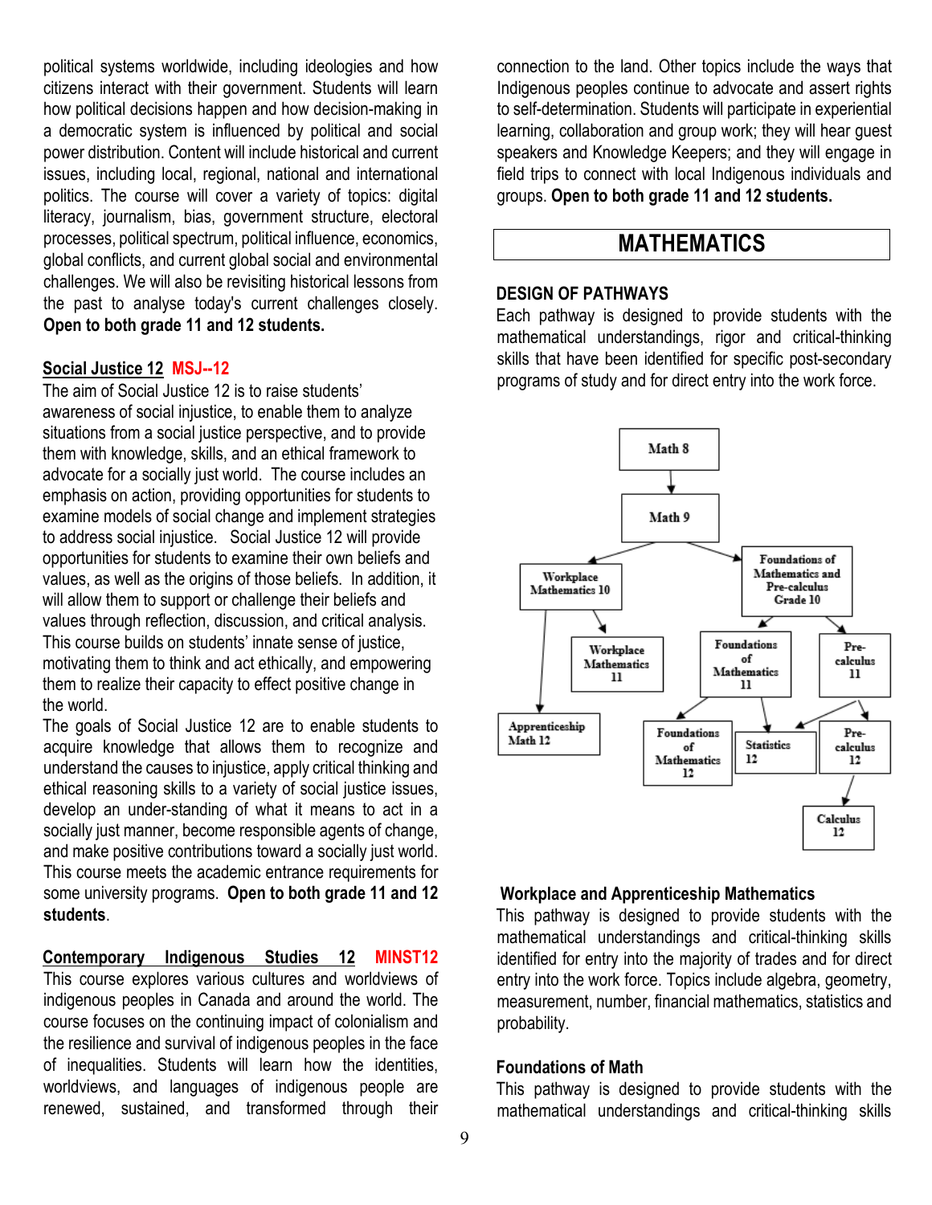political systems worldwide, including ideologies and how citizens interact with their government. Students will learn how political decisions happen and how decision-making in a democratic system is influenced by political and social power distribution. Content will include historical and current issues, including local, regional, national and international politics. The course will cover a variety of topics: digital literacy, journalism, bias, government structure, electoral processes, political spectrum, political influence, economics, global conflicts, and current global social and environmental challenges. We will also be revisiting historical lessons from the past to analyse today's current challenges closely. **Open to both grade 11 and 12 students.**

**Social Justice 12** **MSJ--12**

The aim of Social Justice 12 is to raise students' awareness of social injustice, to enable them to analyze situations from a social justice perspective, and to provide them with knowledge, skills, and an ethical framework to advocate for a socially just world. The course includes an emphasis on action, providing opportunities for students to examine models of social change and implement strategies to address social injustice. Social Justice 12 will provide opportunities for students to examine their own beliefs and values, as well as the origins of those beliefs. In addition, it will allow them to support or challenge their beliefs and values through reflection, discussion, and critical analysis. This course builds on students' innate sense of justice, motivating them to think and act ethically, and empowering them to realize their capacity to effect positive change in the world.

The goals of Social Justice 12 are to enable students to acquire knowledge that allows them to recognize and understand the causes to injustice, apply critical thinking and ethical reasoning skills to a variety of social justice issues, develop an under-standing of what it means to act in a socially just manner, become responsible agents of change, and make positive contributions toward a socially just world. This course meets the academic entrance requirements for some university programs. **Open to both grade 11 and 12 students**.

**Contemporary Indigenous Studies 12** **MINST12**

This course explores various cultures and worldviews of indigenous peoples in Canada and around the world. The course focuses on the continuing impact of colonialism and the resilience and survival of indigenous peoples in the face of inequalities. Students will learn how the identities, worldviews, and languages of indigenous people are renewed, sustained, and transformed through their connection to the land. Other topics include the ways that Indigenous peoples continue to advocate and assert rights to self-determination. Students will participate in experiential learning, collaboration and group work; they will hear guest speakers and Knowledge Keepers; and they will engage in field trips to connect with local Indigenous individuals and groups. **Open to both grade 11 and 12 students.**

# MATHEMATICS

## DESIGN OF PATHWAYS

Each pathway is designed to provide students with the mathematical understandings, rigor and critical-thinking skills that have been identified for specific post-secondary programs of study and for direct entry into the work force.

Math 8 → Math 9

Math 9 → Workplace Mathematics 10; Foundations of Mathematics and Pre-calculus Grade 10

Workplace Mathematics 10 → Workplace Mathematics 11; Apprenticeship Math 12

Foundations of Mathematics and Pre-calculus Grade 10 → Foundations of Mathematics 11; Pre-calculus 11

Foundations of Mathematics 11 → Foundations of Mathematics 12; Statistics 12

Pre-calculus 11 → Statistics 12; Pre-calculus 12

Pre-calculus 12 → Calculus 12

### Workplace and Apprenticeship Mathematics

This pathway is designed to provide students with the mathematical understandings and critical-thinking skills identified for entry into the majority of trades and for direct entry into the work force. Topics include algebra, geometry, measurement, number, financial mathematics, statistics and probability.

### Foundations of Math

This pathway is designed to provide students with the mathematical understandings and critical-thinking skills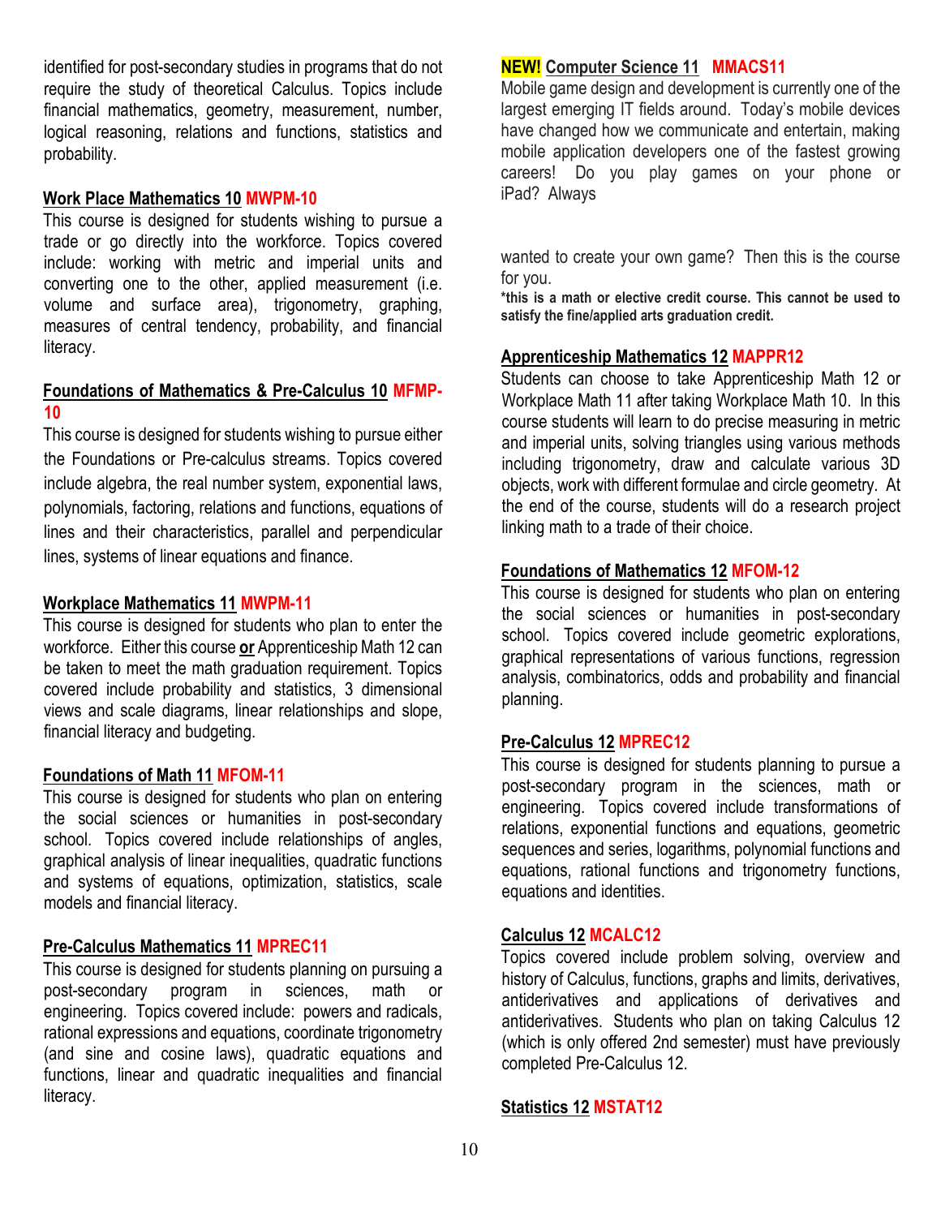identified for post-secondary studies in programs that do not require the study of theoretical Calculus. Topics include financial mathematics, geometry, measurement, number, logical reasoning, relations and functions, statistics and probability.

**Work Place Mathematics 10 MWPM-10**

This course is designed for students wishing to pursue a trade or go directly into the workforce. Topics covered include: working with metric and imperial units and converting one to the other, applied measurement (i.e. volume and surface area), trigonometry, graphing, measures of central tendency, probability, and financial literacy.

**Foundations of Mathematics & Pre-Calculus 10 MFMP-10**

This course is designed for students wishing to pursue either the Foundations or Pre-calculus streams. Topics covered include algebra, the real number system, exponential laws, polynomials, factoring, relations and functions, equations of lines and their characteristics, parallel and perpendicular lines, systems of linear equations and finance.

**Workplace Mathematics 11 MWPM-11**

This course is designed for students who plan to enter the workforce. Either this course **or** Apprenticeship Math 12 can be taken to meet the math graduation requirement. Topics covered include probability and statistics, 3 dimensional views and scale diagrams, linear relationships and slope, financial literacy and budgeting.

**Foundations of Math 11 MFOM-11**

This course is designed for students who plan on entering the social sciences or humanities in post-secondary school. Topics covered include relationships of angles, graphical analysis of linear inequalities, quadratic functions and systems of equations, optimization, statistics, scale models and financial literacy.

**Pre-Calculus Mathematics 11 MPREC11**

This course is designed for students planning on pursuing a post-secondary program in sciences, math or engineering. Topics covered include: powers and radicals, rational expressions and equations, coordinate trigonometry (and sine and cosine laws), quadratic equations and functions, linear and quadratic inequalities and financial literacy.

**NEW! Computer Science 11 MMACS11**

Mobile game design and development is currently one of the largest emerging IT fields around. Today's mobile devices have changed how we communicate and entertain, making mobile application developers one of the fastest growing careers! Do you play games on your phone or iPad? Always wanted to create your own game? Then this is the course for you.

**\*this is a math or elective credit course. This cannot be used to satisfy the fine/applied arts graduation credit.**

**Apprenticeship Mathematics 12 MAPPR12**

Students can choose to take Apprenticeship Math 12 or Workplace Math 11 after taking Workplace Math 10. In this course students will learn to do precise measuring in metric and imperial units, solving triangles using various methods including trigonometry, draw and calculate various 3D objects, work with different formulae and circle geometry. At the end of the course, students will do a research project linking math to a trade of their choice.

**Foundations of Mathematics 12 MFOM-12**

This course is designed for students who plan on entering the social sciences or humanities in post-secondary school. Topics covered include geometric explorations, graphical representations of various functions, regression analysis, combinatorics, odds and probability and financial planning.

**Pre-Calculus 12 MPREC12**

This course is designed for students planning to pursue a post-secondary program in the sciences, math or engineering. Topics covered include transformations of relations, exponential functions and equations, geometric sequences and series, logarithms, polynomial functions and equations, rational functions and trigonometry functions, equations and identities.

**Calculus 12 MCALC12**

Topics covered include problem solving, overview and history of Calculus, functions, graphs and limits, derivatives, antiderivatives and applications of derivatives and antiderivatives. Students who plan on taking Calculus 12 (which is only offered 2nd semester) must have previously completed Pre-Calculus 12.

**Statistics 12 MSTAT12**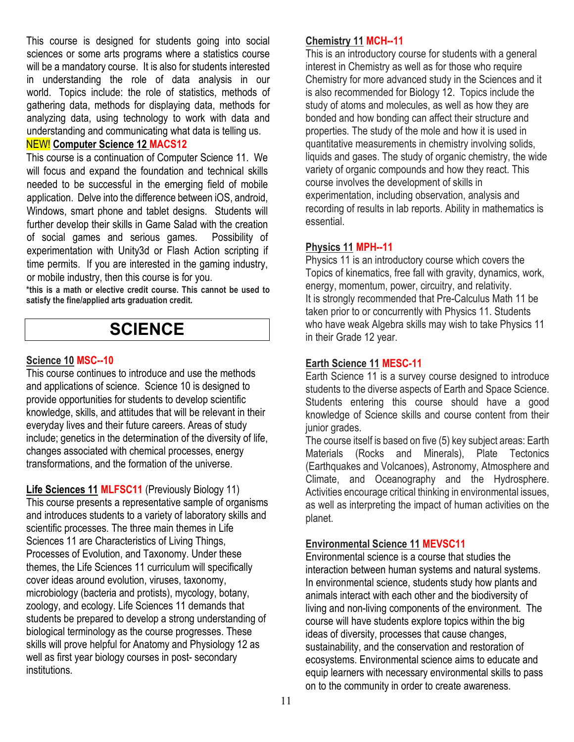This course is designed for students going into social sciences or some arts programs where a statistics course will be a mandatory course. It is also for students interested in understanding the role of data analysis in our world. Topics include: the role of statistics, methods of gathering data, methods for displaying data, methods for analyzing data, using technology to work with data and understanding and communicating what data is telling us.

### NEW! **Computer Science 12** MACS12

This course is a continuation of Computer Science 11. We will focus and expand the foundation and technical skills needed to be successful in the emerging field of mobile application. Delve into the difference between iOS, android, Windows, smart phone and tablet designs. Students will further develop their skills in Game Salad with the creation of social games and serious games. Possibility of experimentation with Unity3d or Flash Action scripting if time permits. If you are interested in the gaming industry, or mobile industry, then this course is for you.

***this is a math or elective credit course. This cannot be used to satisfy the fine/applied arts graduation credit.**

# SCIENCE

### **Science 10** MSC--10

This course continues to introduce and use the methods and applications of science. Science 10 is designed to provide opportunities for students to develop scientific knowledge, skills, and attitudes that will be relevant in their everyday lives and their future careers. Areas of study include; genetics in the determination of the diversity of life, changes associated with chemical processes, energy transformations, and the formation of the universe.

### **Life Sciences 11** MLFSC11 (Previously Biology 11)

This course presents a representative sample of organisms and introduces students to a variety of laboratory skills and scientific processes. The three main themes in Life Sciences 11 are Characteristics of Living Things, Processes of Evolution, and Taxonomy. Under these themes, the Life Sciences 11 curriculum will specifically cover ideas around evolution, viruses, taxonomy, microbiology (bacteria and protists), mycology, botany, zoology, and ecology. Life Sciences 11 demands that students be prepared to develop a strong understanding of biological terminology as the course progresses. These skills will prove helpful for Anatomy and Physiology 12 as well as first year biology courses in post- secondary institutions.

### **Chemistry 11** MCH--11

This is an introductory course for students with a general interest in Chemistry as well as for those who require Chemistry for more advanced study in the Sciences and it is also recommended for Biology 12. Topics include the study of atoms and molecules, as well as how they are bonded and how bonding can affect their structure and properties. The study of the mole and how it is used in quantitative measurements in chemistry involving solids, liquids and gases. The study of organic chemistry, the wide variety of organic compounds and how they react. This course involves the development of skills in experimentation, including observation, analysis and recording of results in lab reports. Ability in mathematics is essential.

### **Physics 11** MPH--11

Physics 11 is an introductory course which covers the Topics of kinematics, free fall with gravity, dynamics, work, energy, momentum, power, circuitry, and relativity.
It is strongly recommended that Pre-Calculus Math 11 be taken prior to or concurrently with Physics 11. Students who have weak Algebra skills may wish to take Physics 11 in their Grade 12 year.

### **Earth Science 11** MESC-11

Earth Science 11 is a survey course designed to introduce students to the diverse aspects of Earth and Space Science. Students entering this course should have a good knowledge of Science skills and course content from their junior grades.
The course itself is based on five (5) key subject areas: Earth Materials (Rocks and Minerals), Plate Tectonics (Earthquakes and Volcanoes), Astronomy, Atmosphere and Climate, and Oceanography and the Hydrosphere. Activities encourage critical thinking in environmental issues, as well as interpreting the impact of human activities on the planet.

### **Environmental Science 11** MEVSC11

Environmental science is a course that studies the interaction between human systems and natural systems. In environmental science, students study how plants and animals interact with each other and the biodiversity of living and non-living components of the environment. The course will have students explore topics within the big ideas of diversity, processes that cause changes, sustainability, and the conservation and restoration of ecosystems. Environmental science aims to educate and equip learners with necessary environmental skills to pass on to the community in order to create awareness.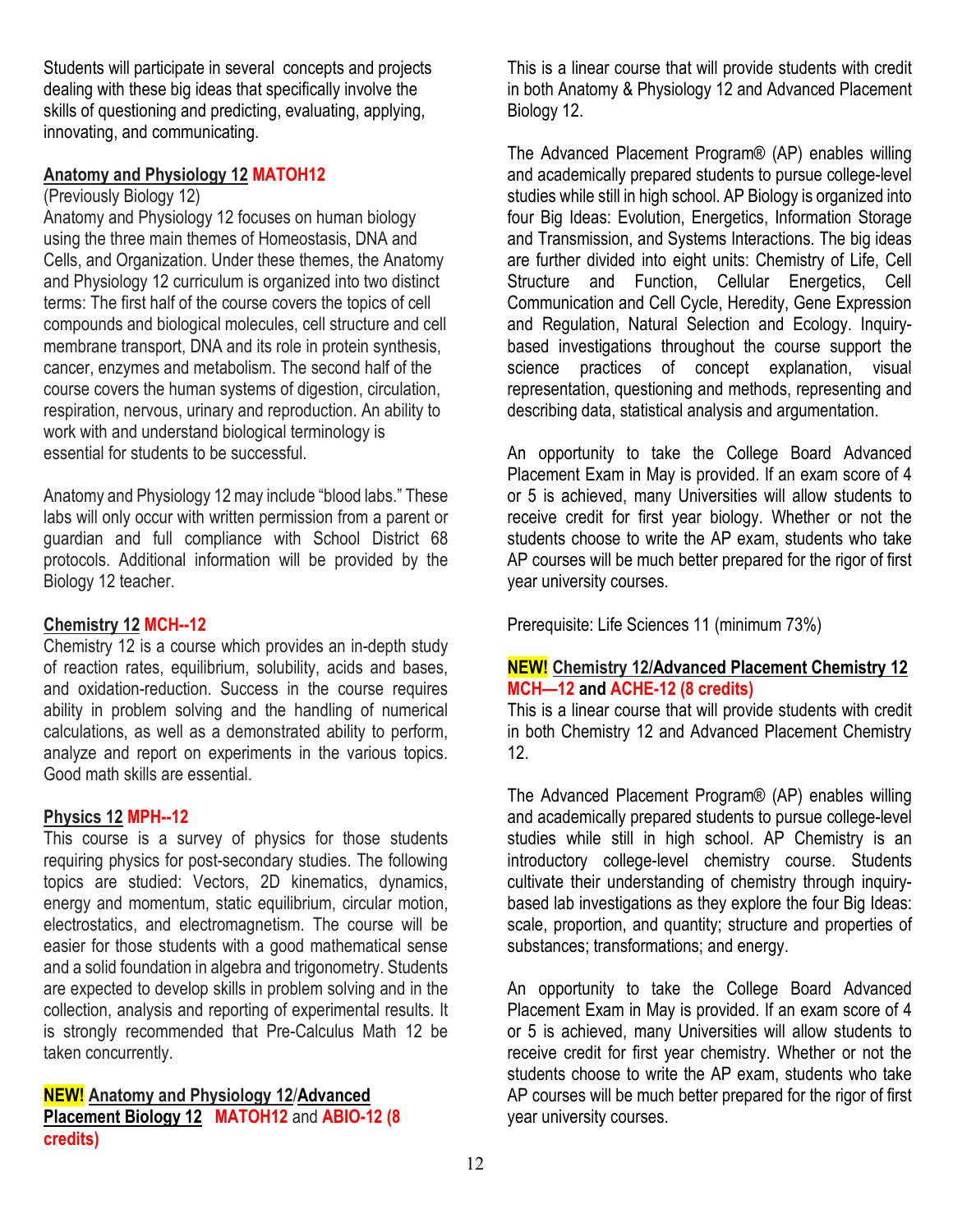Students will participate in several concepts and projects dealing with these big ideas that specifically involve the skills of questioning and predicting, evaluating, applying, innovating, and communicating.

**Anatomy and Physiology 12 MATOH12**

(Previously Biology 12)

Anatomy and Physiology 12 focuses on human biology using the three main themes of Homeostasis, DNA and Cells, and Organization. Under these themes, the Anatomy and Physiology 12 curriculum is organized into two distinct terms: The first half of the course covers the topics of cell compounds and biological molecules, cell structure and cell membrane transport, DNA and its role in protein synthesis, cancer, enzymes and metabolism. The second half of the course covers the human systems of digestion, circulation, respiration, nervous, urinary and reproduction. An ability to work with and understand biological terminology is essential for students to be successful.

Anatomy and Physiology 12 may include "blood labs." These labs will only occur with written permission from a parent or guardian and full compliance with School District 68 protocols. Additional information will be provided by the Biology 12 teacher.

**Chemistry 12 MCH--12**

Chemistry 12 is a course which provides an in-depth study of reaction rates, equilibrium, solubility, acids and bases, and oxidation-reduction. Success in the course requires ability in problem solving and the handling of numerical calculations, as well as a demonstrated ability to perform, analyze and report on experiments in the various topics. Good math skills are essential.

**Physics 12 MPH--12**

This course is a survey of physics for those students requiring physics for post-secondary studies. The following topics are studied: Vectors, 2D kinematics, dynamics, energy and momentum, static equilibrium, circular motion, electrostatics, and electromagnetism. The course will be easier for those students with a good mathematical sense and a solid foundation in algebra and trigonometry. Students are expected to develop skills in problem solving and in the collection, analysis and reporting of experimental results. It is strongly recommended that Pre-Calculus Math 12 be taken concurrently.

**NEW! Anatomy and Physiology 12/Advanced Placement Biology 12 MATOH12 and ABIO-12 (8 credits)**

This is a linear course that will provide students with credit in both Anatomy & Physiology 12 and Advanced Placement Biology 12.

The Advanced Placement Program® (AP) enables willing and academically prepared students to pursue college-level studies while still in high school. AP Biology is organized into four Big Ideas: Evolution, Energetics, Information Storage and Transmission, and Systems Interactions. The big ideas are further divided into eight units: Chemistry of Life, Cell Structure and Function, Cellular Energetics, Cell Communication and Cell Cycle, Heredity, Gene Expression and Regulation, Natural Selection and Ecology. Inquiry-based investigations throughout the course support the science practices of concept explanation, visual representation, questioning and methods, representing and describing data, statistical analysis and argumentation.

An opportunity to take the College Board Advanced Placement Exam in May is provided. If an exam score of 4 or 5 is achieved, many Universities will allow students to receive credit for first year biology. Whether or not the students choose to write the AP exam, students who take AP courses will be much better prepared for the rigor of first year university courses.

Prerequisite: Life Sciences 11 (minimum 73%)

**NEW! Chemistry 12/Advanced Placement Chemistry 12 MCH—12 and ACHE-12 (8 credits)**

This is a linear course that will provide students with credit in both Chemistry 12 and Advanced Placement Chemistry 12.

The Advanced Placement Program® (AP) enables willing and academically prepared students to pursue college-level studies while still in high school. AP Chemistry is an introductory college-level chemistry course. Students cultivate their understanding of chemistry through inquiry-based lab investigations as they explore the four Big Ideas: scale, proportion, and quantity; structure and properties of substances; transformations; and energy.

An opportunity to take the College Board Advanced Placement Exam in May is provided. If an exam score of 4 or 5 is achieved, many Universities will allow students to receive credit for first year chemistry. Whether or not the students choose to write the AP exam, students who take AP courses will be much better prepared for the rigor of first year university courses.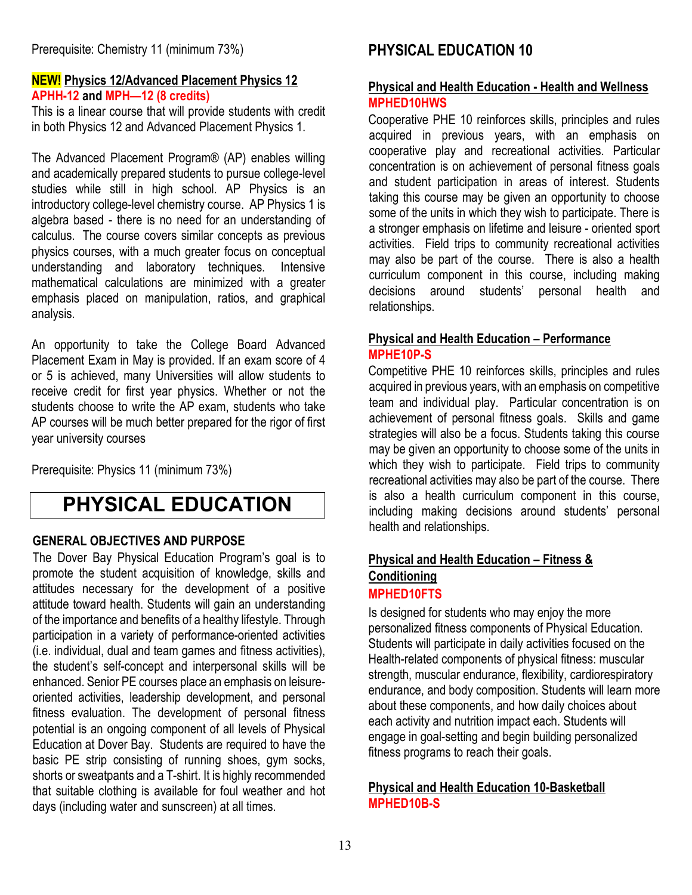Prerequisite: Chemistry 11 (minimum 73%)

**NEW! Physics 12/Advanced Placement Physics 12**
**APHH-12 and MPH—12 (8 credits)**

This is a linear course that will provide students with credit in both Physics 12 and Advanced Placement Physics 1.

The Advanced Placement Program® (AP) enables willing and academically prepared students to pursue college-level studies while still in high school. AP Physics is an introductory college-level chemistry course. AP Physics 1 is algebra based - there is no need for an understanding of calculus. The course covers similar concepts as previous physics courses, with a much greater focus on conceptual understanding and laboratory techniques. Intensive mathematical calculations are minimized with a greater emphasis placed on manipulation, ratios, and graphical analysis.

An opportunity to take the College Board Advanced Placement Exam in May is provided. If an exam score of 4 or 5 is achieved, many Universities will allow students to receive credit for first year physics. Whether or not the students choose to write the AP exam, students who take AP courses will be much better prepared for the rigor of first year university courses

Prerequisite: Physics 11 (minimum 73%)

# PHYSICAL EDUCATION

### GENERAL OBJECTIVES AND PURPOSE

The Dover Bay Physical Education Program's goal is to promote the student acquisition of knowledge, skills and attitudes necessary for the development of a positive attitude toward health. Students will gain an understanding of the importance and benefits of a healthy lifestyle. Through participation in a variety of performance-oriented activities (i.e. individual, dual and team games and fitness activities), the student's self-concept and interpersonal skills will be enhanced. Senior PE courses place an emphasis on leisure-oriented activities, leadership development, and personal fitness evaluation. The development of personal fitness potential is an ongoing component of all levels of Physical Education at Dover Bay. Students are required to have the basic PE strip consisting of running shoes, gym socks, shorts or sweatpants and a T-shirt. It is highly recommended that suitable clothing is available for foul weather and hot days (including water and sunscreen) at all times.

## PHYSICAL EDUCATION 10

**Physical and Health Education - Health and Wellness**
**MPHED10HWS**

Cooperative PHE 10 reinforces skills, principles and rules acquired in previous years, with an emphasis on cooperative play and recreational activities. Particular concentration is on achievement of personal fitness goals and student participation in areas of interest. Students taking this course may be given an opportunity to choose some of the units in which they wish to participate. There is a stronger emphasis on lifetime and leisure - oriented sport activities. Field trips to community recreational activities may also be part of the course. There is also a health curriculum component in this course, including making decisions around students' personal health and relationships.

**Physical and Health Education – Performance**
**MPHE10P-S**

Competitive PHE 10 reinforces skills, principles and rules acquired in previous years, with an emphasis on competitive team and individual play. Particular concentration is on achievement of personal fitness goals. Skills and game strategies will also be a focus. Students taking this course may be given an opportunity to choose some of the units in which they wish to participate. Field trips to community recreational activities may also be part of the course. There is also a health curriculum component in this course, including making decisions around students' personal health and relationships.

**Physical and Health Education – Fitness & Conditioning**
**MPHED10FTS**

Is designed for students who may enjoy the more personalized fitness components of Physical Education. Students will participate in daily activities focused on the Health-related components of physical fitness: muscular strength, muscular endurance, flexibility, cardiorespiratory endurance, and body composition. Students will learn more about these components, and how daily choices about each activity and nutrition impact each. Students will engage in goal-setting and begin building personalized fitness programs to reach their goals.

**Physical and Health Education 10-Basketball**
**MPHED10B-S**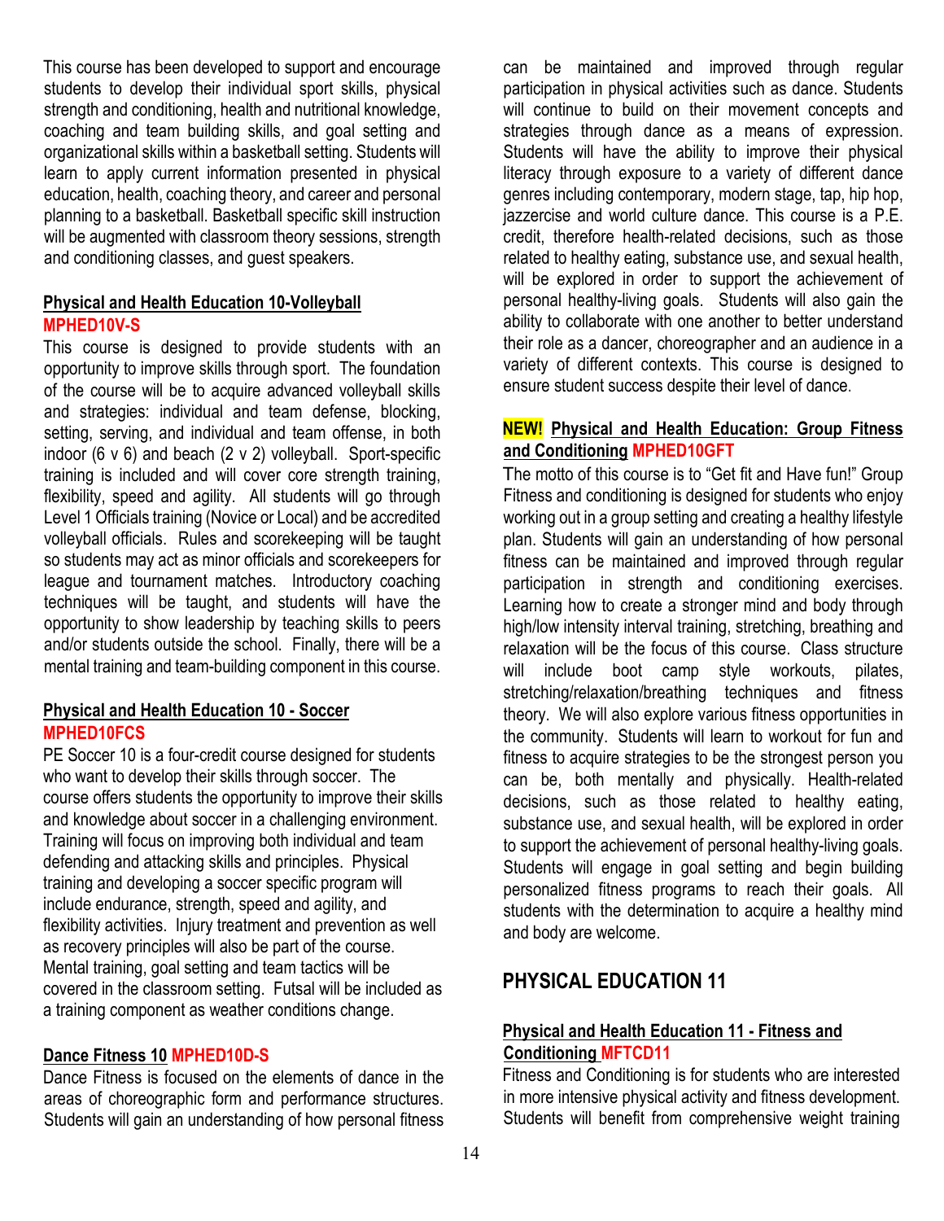This course has been developed to support and encourage students to develop their individual sport skills, physical strength and conditioning, health and nutritional knowledge, coaching and team building skills, and goal setting and organizational skills within a basketball setting. Students will learn to apply current information presented in physical education, health, coaching theory, and career and personal planning to a basketball. Basketball specific skill instruction will be augmented with classroom theory sessions, strength and conditioning classes, and guest speakers.

### Physical and Health Education 10-Volleyball
**MPHED10V-S**

This course is designed to provide students with an opportunity to improve skills through sport. The foundation of the course will be to acquire advanced volleyball skills and strategies: individual and team defense, blocking, setting, serving, and individual and team offense, in both indoor (6 v 6) and beach (2 v 2) volleyball. Sport-specific training is included and will cover core strength training, flexibility, speed and agility. All students will go through Level 1 Officials training (Novice or Local) and be accredited volleyball officials. Rules and scorekeeping will be taught so students may act as minor officials and scorekeepers for league and tournament matches. Introductory coaching techniques will be taught, and students will have the opportunity to show leadership by teaching skills to peers and/or students outside the school. Finally, there will be a mental training and team-building component in this course.

### Physical and Health Education 10 - Soccer
**MPHED10FCS**

PE Soccer 10 is a four-credit course designed for students who want to develop their skills through soccer. The course offers students the opportunity to improve their skills and knowledge about soccer in a challenging environment. Training will focus on improving both individual and team defending and attacking skills and principles. Physical training and developing a soccer specific program will include endurance, strength, speed and agility, and flexibility activities. Injury treatment and prevention as well as recovery principles will also be part of the course. Mental training, goal setting and team tactics will be covered in the classroom setting. Futsal will be included as a training component as weather conditions change.

### Dance Fitness 10 **MPHED10D-S**

Dance Fitness is focused on the elements of dance in the areas of choreographic form and performance structures. Students will gain an understanding of how personal fitness can be maintained and improved through regular participation in physical activities such as dance. Students will continue to build on their movement concepts and strategies through dance as a means of expression. Students will have the ability to improve their physical literacy through exposure to a variety of different dance genres including contemporary, modern stage, tap, hip hop, jazzercise and world culture dance. This course is a P.E. credit, therefore health-related decisions, such as those related to healthy eating, substance use, and sexual health, will be explored in order to support the achievement of personal healthy-living goals. Students will also gain the ability to collaborate with one another to better understand their role as a dancer, choreographer and an audience in a variety of different contexts. This course is designed to ensure student success despite their level of dance.

### NEW! Physical and Health Education: Group Fitness and Conditioning **MPHED10GFT**

The motto of this course is to "Get fit and Have fun!" Group Fitness and conditioning is designed for students who enjoy working out in a group setting and creating a healthy lifestyle plan. Students will gain an understanding of how personal fitness can be maintained and improved through regular participation in strength and conditioning exercises. Learning how to create a stronger mind and body through high/low intensity interval training, stretching, breathing and relaxation will be the focus of this course. Class structure will include boot camp style workouts, pilates, stretching/relaxation/breathing techniques and fitness theory. We will also explore various fitness opportunities in the community. Students will learn to workout for fun and fitness to acquire strategies to be the strongest person you can be, both mentally and physically. Health-related decisions, such as those related to healthy eating, substance use, and sexual health, will be explored in order to support the achievement of personal healthy-living goals. Students will engage in goal setting and begin building personalized fitness programs to reach their goals. All students with the determination to acquire a healthy mind and body are welcome.

## PHYSICAL EDUCATION 11

### Physical and Health Education 11 - Fitness and Conditioning **MFTCD11**

Fitness and Conditioning is for students who are interested in more intensive physical activity and fitness development. Students will benefit from comprehensive weight training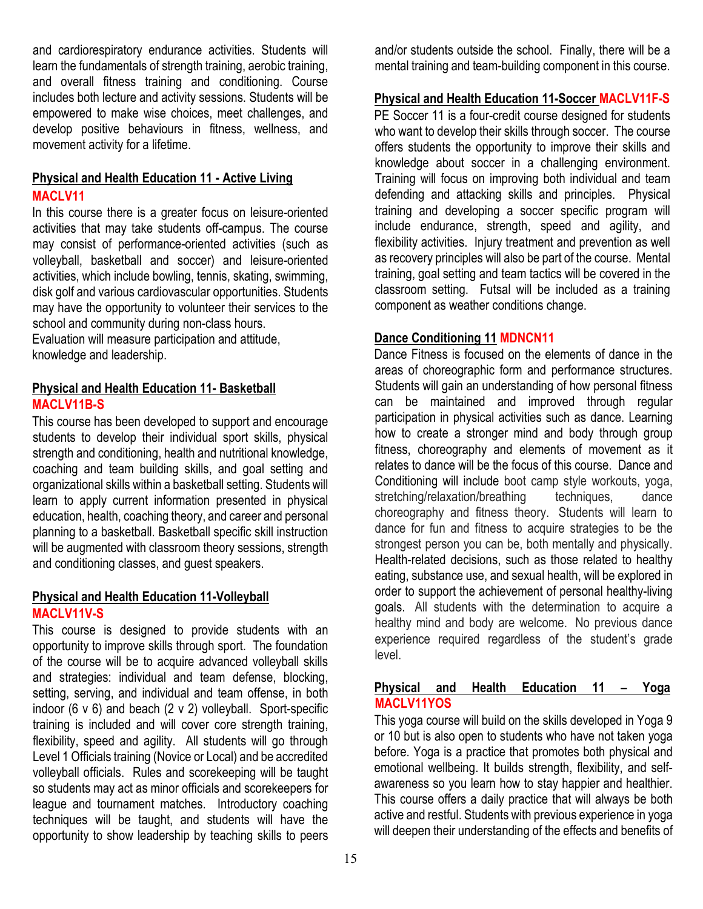and cardiorespiratory endurance activities. Students will learn the fundamentals of strength training, aerobic training, and overall fitness training and conditioning. Course includes both lecture and activity sessions. Students will be empowered to make wise choices, meet challenges, and develop positive behaviours in fitness, wellness, and movement activity for a lifetime.

**Physical and Health Education 11 - Active Living MACLV11**

In this course there is a greater focus on leisure-oriented activities that may take students off-campus. The course may consist of performance-oriented activities (such as volleyball, basketball and soccer) and leisure-oriented activities, which include bowling, tennis, skating, swimming, disk golf and various cardiovascular opportunities. Students may have the opportunity to volunteer their services to the school and community during non-class hours.
Evaluation will measure participation and attitude, knowledge and leadership.

**Physical and Health Education 11- Basketball MACLV11B-S**

This course has been developed to support and encourage students to develop their individual sport skills, physical strength and conditioning, health and nutritional knowledge, coaching and team building skills, and goal setting and organizational skills within a basketball setting. Students will learn to apply current information presented in physical education, health, coaching theory, and career and personal planning to a basketball. Basketball specific skill instruction will be augmented with classroom theory sessions, strength and conditioning classes, and guest speakers.

**Physical and Health Education 11-Volleyball MACLV11V-S**

This course is designed to provide students with an opportunity to improve skills through sport. The foundation of the course will be to acquire advanced volleyball skills and strategies: individual and team defense, blocking, setting, serving, and individual and team offense, in both indoor (6 v 6) and beach (2 v 2) volleyball. Sport-specific training is included and will cover core strength training, flexibility, speed and agility. All students will go through Level 1 Officials training (Novice or Local) and be accredited volleyball officials. Rules and scorekeeping will be taught so students may act as minor officials and scorekeepers for league and tournament matches. Introductory coaching techniques will be taught, and students will have the opportunity to show leadership by teaching skills to peers and/or students outside the school. Finally, there will be a mental training and team-building component in this course.

**Physical and Health Education 11-Soccer MACLV11F-S**

PE Soccer 11 is a four-credit course designed for students who want to develop their skills through soccer. The course offers students the opportunity to improve their skills and knowledge about soccer in a challenging environment. Training will focus on improving both individual and team defending and attacking skills and principles. Physical training and developing a soccer specific program will include endurance, strength, speed and agility, and flexibility activities. Injury treatment and prevention as well as recovery principles will also be part of the course. Mental training, goal setting and team tactics will be covered in the classroom setting. Futsal will be included as a training component as weather conditions change.

**Dance Conditioning 11 MDNCN11**

Dance Fitness is focused on the elements of dance in the areas of choreographic form and performance structures. Students will gain an understanding of how personal fitness can be maintained and improved through regular participation in physical activities such as dance. Learning how to create a stronger mind and body through group fitness, choreography and elements of movement as it relates to dance will be the focus of this course. Dance and Conditioning will include boot camp style workouts, yoga, stretching/relaxation/breathing techniques, dance choreography and fitness theory. Students will learn to dance for fun and fitness to acquire strategies to be the strongest person you can be, both mentally and physically. Health-related decisions, such as those related to healthy eating, substance use, and sexual health, will be explored in order to support the achievement of personal healthy-living goals. All students with the determination to acquire a healthy mind and body are welcome. No previous dance experience required regardless of the student's grade level.

**Physical and Health Education 11 – Yoga MACLV11YOS**

This yoga course will build on the skills developed in Yoga 9 or 10 but is also open to students who have not taken yoga before. Yoga is a practice that promotes both physical and emotional wellbeing. It builds strength, flexibility, and self-awareness so you learn how to stay happier and healthier. This course offers a daily practice that will always be both active and restful. Students with previous experience in yoga will deepen their understanding of the effects and benefits of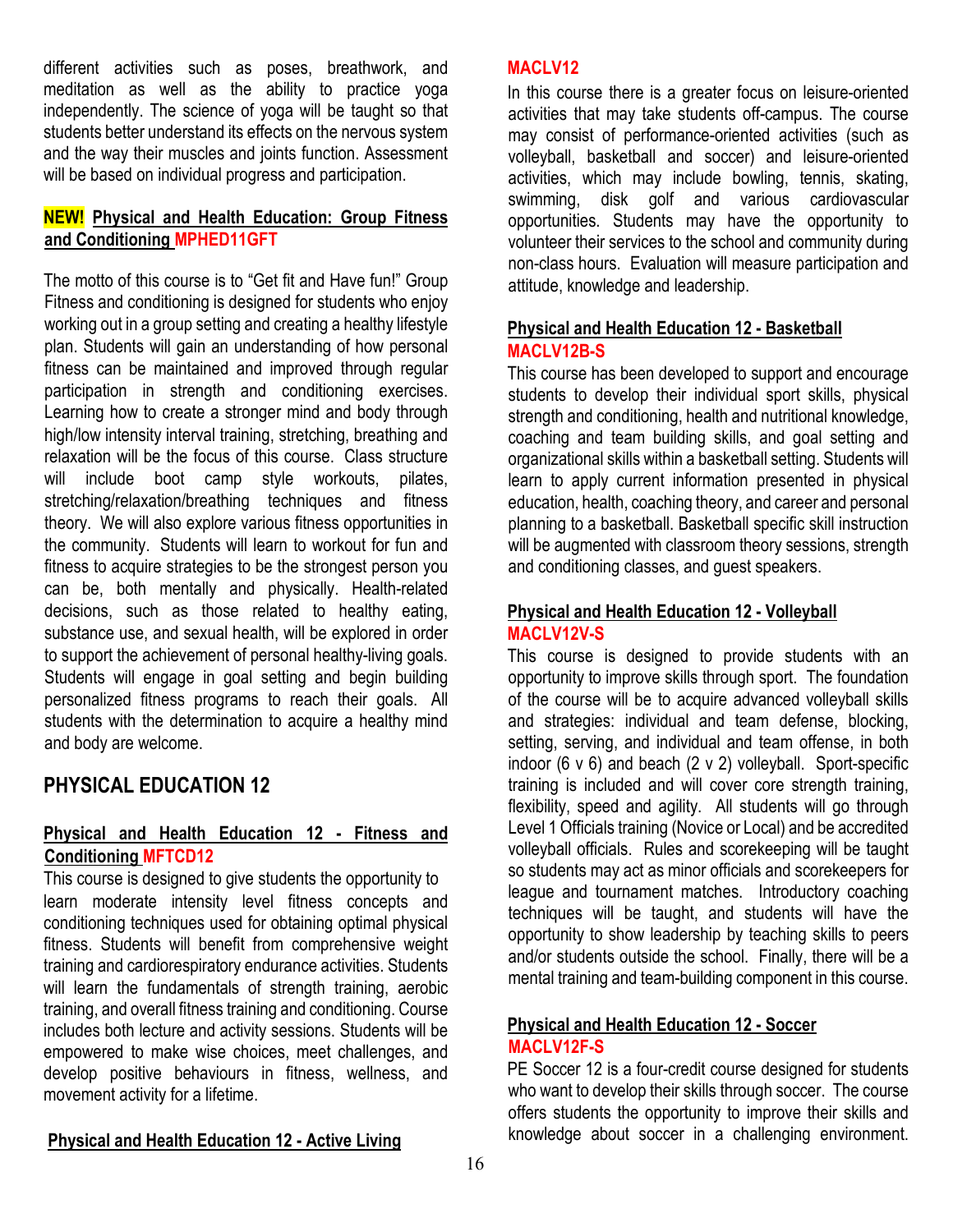different activities such as poses, breathwork, and meditation as well as the ability to practice yoga independently. The science of yoga will be taught so that students better understand its effects on the nervous system and the way their muscles and joints function. Assessment will be based on individual progress and participation.

### **NEW!** Physical and Health Education: Group Fitness and Conditioning MPHED11GFT

The motto of this course is to "Get fit and Have fun!" Group Fitness and conditioning is designed for students who enjoy working out in a group setting and creating a healthy lifestyle plan. Students will gain an understanding of how personal fitness can be maintained and improved through regular participation in strength and conditioning exercises. Learning how to create a stronger mind and body through high/low intensity interval training, stretching, breathing and relaxation will be the focus of this course. Class structure will include boot camp style workouts, pilates, stretching/relaxation/breathing techniques and fitness theory. We will also explore various fitness opportunities in the community. Students will learn to workout for fun and fitness to acquire strategies to be the strongest person you can be, both mentally and physically. Health-related decisions, such as those related to healthy eating, substance use, and sexual health, will be explored in order to support the achievement of personal healthy-living goals. Students will engage in goal setting and begin building personalized fitness programs to reach their goals. All students with the determination to acquire a healthy mind and body are welcome.

## PHYSICAL EDUCATION 12

### Physical and Health Education 12 - Fitness and Conditioning MFTCD12

This course is designed to give students the opportunity to learn moderate intensity level fitness concepts and conditioning techniques used for obtaining optimal physical fitness. Students will benefit from comprehensive weight training and cardiorespiratory endurance activities. Students will learn the fundamentals of strength training, aerobic training, and overall fitness training and conditioning. Course includes both lecture and activity sessions. Students will be empowered to make wise choices, meet challenges, and develop positive behaviours in fitness, wellness, and movement activity for a lifetime.

### Physical and Health Education 12 - Active Living MACLV12

In this course there is a greater focus on leisure-oriented activities that may take students off-campus. The course may consist of performance-oriented activities (such as volleyball, basketball and soccer) and leisure-oriented activities, which may include bowling, tennis, skating, swimming, disk golf and various cardiovascular opportunities. Students may have the opportunity to volunteer their services to the school and community during non-class hours. Evaluation will measure participation and attitude, knowledge and leadership.

### Physical and Health Education 12 - Basketball MACLV12B-S

This course has been developed to support and encourage students to develop their individual sport skills, physical strength and conditioning, health and nutritional knowledge, coaching and team building skills, and goal setting and organizational skills within a basketball setting. Students will learn to apply current information presented in physical education, health, coaching theory, and career and personal planning to a basketball. Basketball specific skill instruction will be augmented with classroom theory sessions, strength and conditioning classes, and guest speakers.

### Physical and Health Education 12 - Volleyball MACLV12V-S

This course is designed to provide students with an opportunity to improve skills through sport. The foundation of the course will be to acquire advanced volleyball skills and strategies: individual and team defense, blocking, setting, serving, and individual and team offense, in both indoor (6 v 6) and beach (2 v 2) volleyball. Sport-specific training is included and will cover core strength training, flexibility, speed and agility. All students will go through Level 1 Officials training (Novice or Local) and be accredited volleyball officials. Rules and scorekeeping will be taught so students may act as minor officials and scorekeepers for league and tournament matches. Introductory coaching techniques will be taught, and students will have the opportunity to show leadership by teaching skills to peers and/or students outside the school. Finally, there will be a mental training and team-building component in this course.

### Physical and Health Education 12 - Soccer MACLV12F-S

PE Soccer 12 is a four-credit course designed for students who want to develop their skills through soccer. The course offers students the opportunity to improve their skills and knowledge about soccer in a challenging environment.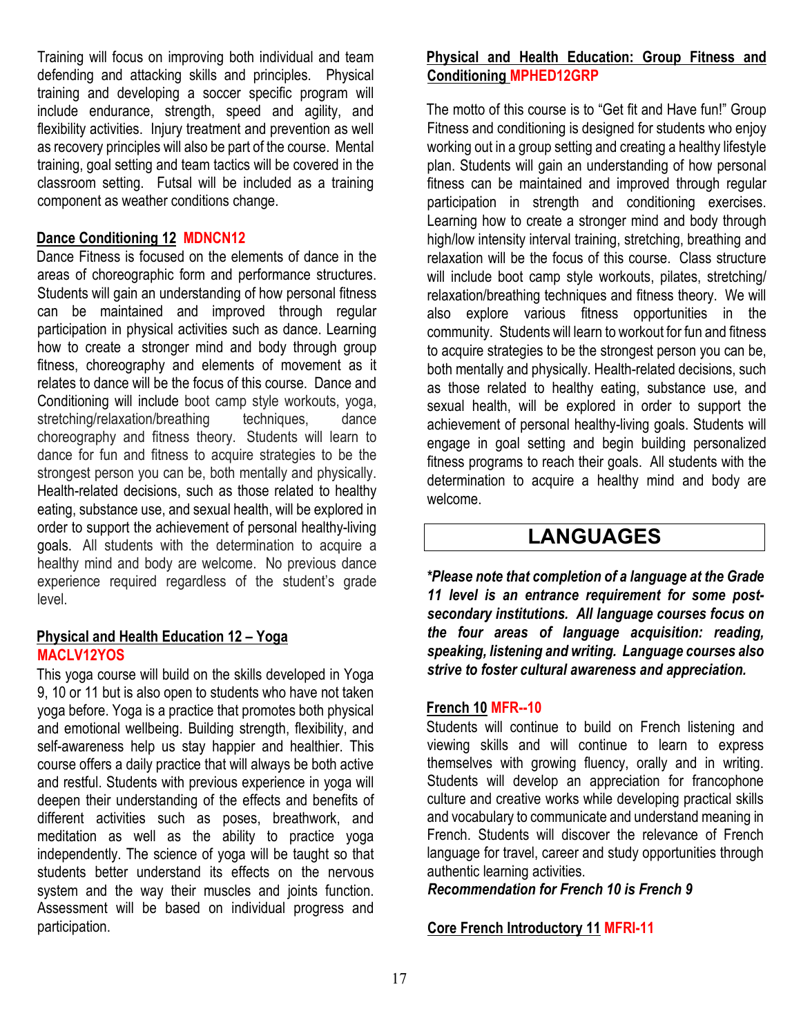Training will focus on improving both individual and team defending and attacking skills and principles. Physical training and developing a soccer specific program will include endurance, strength, speed and agility, and flexibility activities. Injury treatment and prevention as well as recovery principles will also be part of the course. Mental training, goal setting and team tactics will be covered in the classroom setting. Futsal will be included as a training component as weather conditions change.

**Dance Conditioning 12 MDNCN12**

Dance Fitness is focused on the elements of dance in the areas of choreographic form and performance structures. Students will gain an understanding of how personal fitness can be maintained and improved through regular participation in physical activities such as dance. Learning how to create a stronger mind and body through group fitness, choreography and elements of movement as it relates to dance will be the focus of this course. Dance and Conditioning will include boot camp style workouts, yoga, stretching/relaxation/breathing techniques, dance choreography and fitness theory. Students will learn to dance for fun and fitness to acquire strategies to be the strongest person you can be, both mentally and physically. Health-related decisions, such as those related to healthy eating, substance use, and sexual health, will be explored in order to support the achievement of personal healthy-living goals. All students with the determination to acquire a healthy mind and body are welcome. No previous dance experience required regardless of the student's grade level.

**Physical and Health Education 12 – Yoga MACLV12YOS**

This yoga course will build on the skills developed in Yoga 9, 10 or 11 but is also open to students who have not taken yoga before. Yoga is a practice that promotes both physical and emotional wellbeing. Building strength, flexibility, and self-awareness help us stay happier and healthier. This course offers a daily practice that will always be both active and restful. Students with previous experience in yoga will deepen their understanding of the effects and benefits of different activities such as poses, breathwork, and meditation as well as the ability to practice yoga independently. The science of yoga will be taught so that students better understand its effects on the nervous system and the way their muscles and joints function. Assessment will be based on individual progress and participation.

**Physical and Health Education: Group Fitness and Conditioning MPHED12GRP**

The motto of this course is to "Get fit and Have fun!" Group Fitness and conditioning is designed for students who enjoy working out in a group setting and creating a healthy lifestyle plan. Students will gain an understanding of how personal fitness can be maintained and improved through regular participation in strength and conditioning exercises. Learning how to create a stronger mind and body through high/low intensity interval training, stretching, breathing and relaxation will be the focus of this course. Class structure will include boot camp style workouts, pilates, stretching/relaxation/breathing techniques and fitness theory. We will also explore various fitness opportunities in the community. Students will learn to workout for fun and fitness to acquire strategies to be the strongest person you can be, both mentally and physically. Health-related decisions, such as those related to healthy eating, substance use, and sexual health, will be explored in order to support the achievement of personal healthy-living goals. Students will engage in goal setting and begin building personalized fitness programs to reach their goals. All students with the determination to acquire a healthy mind and body are welcome.

# LANGUAGES

***Please note that completion of a language at the Grade 11 level is an entrance requirement for some post-secondary institutions. All language courses focus on the four areas of language acquisition: reading, speaking, listening and writing. Language courses also strive to foster cultural awareness and appreciation.***

**French 10 MFR--10**

Students will continue to build on French listening and viewing skills and will continue to learn to express themselves with growing fluency, orally and in writing. Students will develop an appreciation for francophone culture and creative works while developing practical skills and vocabulary to communicate and understand meaning in French. Students will discover the relevance of French language for travel, career and study opportunities through authentic learning activities.

***Recommendation for French 10 is French 9***

**Core French Introductory 11 MFRI-11**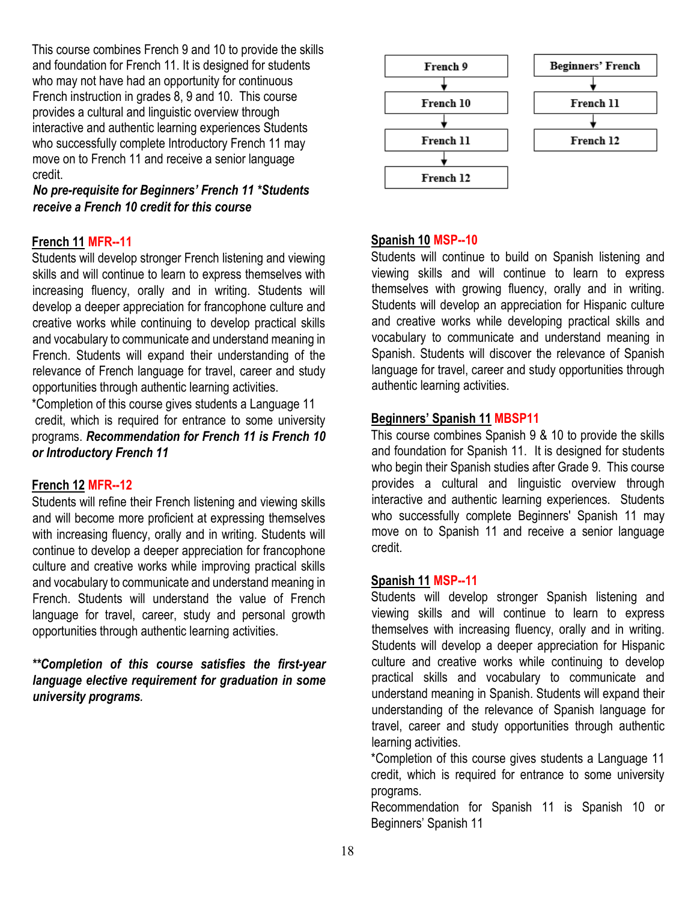This course combines French 9 and 10 to provide the skills and foundation for French 11. It is designed for students who may not have had an opportunity for continuous French instruction in grades 8, 9 and 10. This course provides a cultural and linguistic overview through interactive and authentic learning experiences Students who successfully complete Introductory French 11 may move on to French 11 and receive a senior language credit.

***No pre-requisite for Beginners' French 11 *Students receive a French 10 credit for this course***

## French 11 MFR--11

Students will develop stronger French listening and viewing skills and will continue to learn to express themselves with increasing fluency, orally and in writing. Students will develop a deeper appreciation for francophone culture and creative works while continuing to develop practical skills and vocabulary to communicate and understand meaning in French. Students will expand their understanding of the relevance of French language for travel, career and study opportunities through authentic learning activities.

*Completion of this course gives students a Language 11 credit, which is required for entrance to some university programs. ***Recommendation for French 11 is French 10 or Introductory French 11***

## French 12 MFR--12

Students will refine their French listening and viewing skills and will become more proficient at expressing themselves with increasing fluency, orally and in writing. Students will continue to develop a deeper appreciation for francophone culture and creative works while improving practical skills and vocabulary to communicate and understand meaning in French. Students will understand the value of French language for travel, career, study and personal growth opportunities through authentic learning activities.

***\*\*Completion of this course satisfies the first-year language elective requirement for graduation in some university programs.***

French 9 → French 10 → French 11 → French 12

Beginners' French → French 11 → French 12

## Spanish 10 MSP--10

Students will continue to build on Spanish listening and viewing skills and will continue to learn to express themselves with growing fluency, orally and in writing. Students will develop an appreciation for Hispanic culture and creative works while developing practical skills and vocabulary to communicate and understand meaning in Spanish. Students will discover the relevance of Spanish language for travel, career and study opportunities through authentic learning activities.

## Beginners' Spanish 11 MBSP11

This course combines Spanish 9 & 10 to provide the skills and foundation for Spanish 11. It is designed for students who begin their Spanish studies after Grade 9. This course provides a cultural and linguistic overview through interactive and authentic learning experiences. Students who successfully complete Beginners' Spanish 11 may move on to Spanish 11 and receive a senior language credit.

## Spanish 11 MSP--11

Students will develop stronger Spanish listening and viewing skills and will continue to learn to express themselves with increasing fluency, orally and in writing. Students will develop a deeper appreciation for Hispanic culture and creative works while continuing to develop practical skills and vocabulary to communicate and understand meaning in Spanish. Students will expand their understanding of the relevance of Spanish language for travel, career and study opportunities through authentic learning activities.

*Completion of this course gives students a Language 11 credit, which is required for entrance to some university programs.

Recommendation for Spanish 11 is Spanish 10 or Beginners' Spanish 11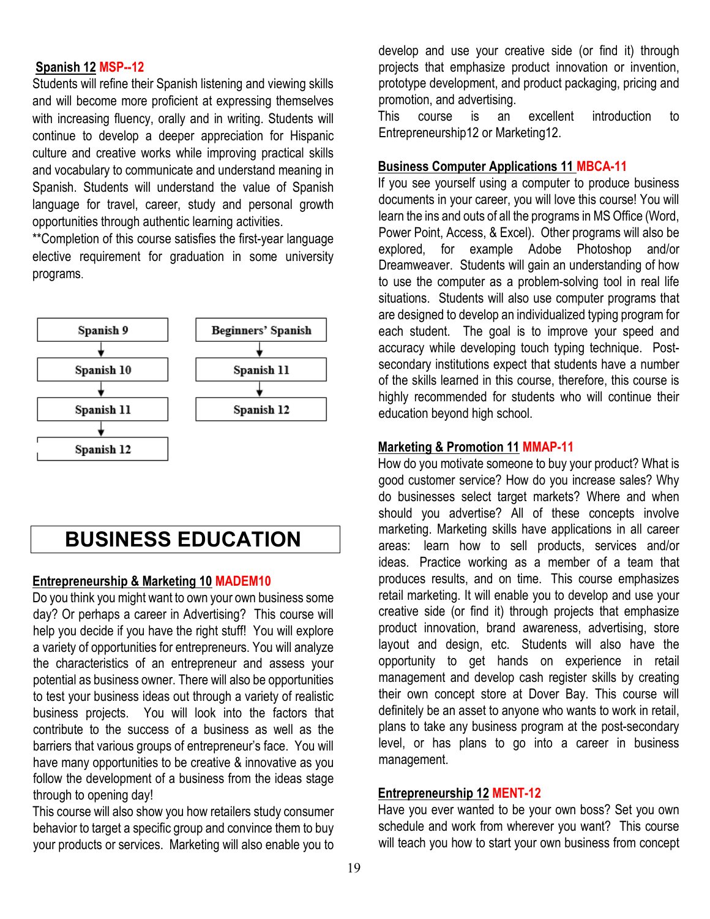## Spanish 12 MSP--12

Students will refine their Spanish listening and viewing skills and will become more proficient at expressing themselves with increasing fluency, orally and in writing. Students will continue to develop a deeper appreciation for Hispanic culture and creative works while improving practical skills and vocabulary to communicate and understand meaning in Spanish. Students will understand the value of Spanish language for travel, career, study and personal growth opportunities through authentic learning activities.

**Completion of this course satisfies the first-year language elective requirement for graduation in some university programs.

Spanish 9 → Spanish 10 → Spanish 11 → Spanish 12

Beginners' Spanish → Spanish 11 → Spanish 12

# BUSINESS EDUCATION

## Entrepreneurship & Marketing 10 MADEM10

Do you think you might want to own your own business some day? Or perhaps a career in Advertising? This course will help you decide if you have the right stuff! You will explore a variety of opportunities for entrepreneurs. You will analyze the characteristics of an entrepreneur and assess your potential as business owner. There will also be opportunities to test your business ideas out through a variety of realistic business projects. You will look into the factors that contribute to the success of a business as well as the barriers that various groups of entrepreneur's face. You will have many opportunities to be creative & innovative as you follow the development of a business from the ideas stage through to opening day!

This course will also show you how retailers study consumer behavior to target a specific group and convince them to buy your products or services. Marketing will also enable you to develop and use your creative side (or find it) through projects that emphasize product innovation or invention, prototype development, and product packaging, pricing and promotion, and advertising.

This course is an excellent introduction to Entrepreneurship12 or Marketing12.

## Business Computer Applications 11 MBCA-11

If you see yourself using a computer to produce business documents in your career, you will love this course! You will learn the ins and outs of all the programs in MS Office (Word, Power Point, Access, & Excel). Other programs will also be explored, for example Adobe Photoshop and/or Dreamweaver. Students will gain an understanding of how to use the computer as a problem-solving tool in real life situations. Students will also use computer programs that are designed to develop an individualized typing program for each student. The goal is to improve your speed and accuracy while developing touch typing technique. Post-secondary institutions expect that students have a number of the skills learned in this course, therefore, this course is highly recommended for students who will continue their education beyond high school.

## Marketing & Promotion 11 MMAP-11

How do you motivate someone to buy your product? What is good customer service? How do you increase sales? Why do businesses select target markets? Where and when should you advertise? All of these concepts involve marketing. Marketing skills have applications in all career areas: learn how to sell products, services and/or ideas. Practice working as a member of a team that produces results, and on time. This course emphasizes retail marketing. It will enable you to develop and use your creative side (or find it) through projects that emphasize product innovation, brand awareness, advertising, store layout and design, etc. Students will also have the opportunity to get hands on experience in retail management and develop cash register skills by creating their own concept store at Dover Bay. This course will definitely be an asset to anyone who wants to work in retail, plans to take any business program at the post-secondary level, or has plans to go into a career in business management.

## Entrepreneurship 12 MENT-12

Have you ever wanted to be your own boss? Set you own schedule and work from wherever you want? This course will teach you how to start your own business from concept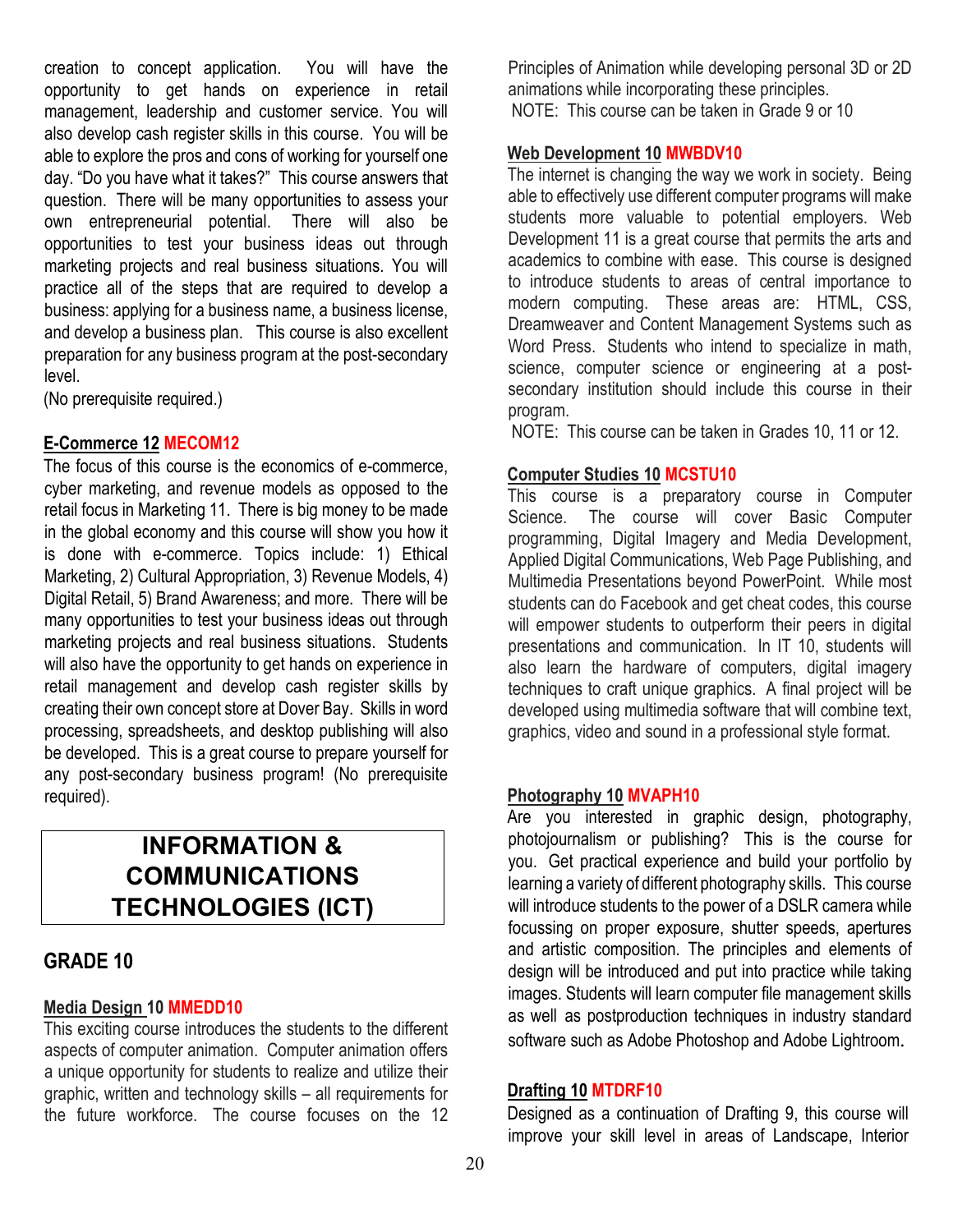creation to concept application. You will have the opportunity to get hands on experience in retail management, leadership and customer service. You will also develop cash register skills in this course. You will be able to explore the pros and cons of working for yourself one day. "Do you have what it takes?" This course answers that question. There will be many opportunities to assess your own entrepreneurial potential. There will also be opportunities to test your business ideas out through marketing projects and real business situations. You will practice all of the steps that are required to develop a business: applying for a business name, a business license, and develop a business plan. This course is also excellent preparation for any business program at the post-secondary level.
(No prerequisite required.)

**E-Commerce 12 MECOM12**

The focus of this course is the economics of e-commerce, cyber marketing, and revenue models as opposed to the retail focus in Marketing 11. There is big money to be made in the global economy and this course will show you how it is done with e-commerce. Topics include: 1) Ethical Marketing, 2) Cultural Appropriation, 3) Revenue Models, 4) Digital Retail, 5) Brand Awareness; and more. There will be many opportunities to test your business ideas out through marketing projects and real business situations. Students will also have the opportunity to get hands on experience in retail management and develop cash register skills by creating their own concept store at Dover Bay. Skills in word processing, spreadsheets, and desktop publishing will also be developed. This is a great course to prepare yourself for any post-secondary business program! (No prerequisite required).

# INFORMATION & COMMUNICATIONS TECHNOLOGIES (ICT)

## GRADE 10

**Media Design 10 MMEDD10**

This exciting course introduces the students to the different aspects of computer animation. Computer animation offers a unique opportunity for students to realize and utilize their graphic, written and technology skills – all requirements for the future workforce. The course focuses on the 12 Principles of Animation while developing personal 3D or 2D animations while incorporating these principles.
NOTE: This course can be taken in Grade 9 or 10

**Web Development 10 MWBDV10**

The internet is changing the way we work in society. Being able to effectively use different computer programs will make students more valuable to potential employers. Web Development 11 is a great course that permits the arts and academics to combine with ease. This course is designed to introduce students to areas of central importance to modern computing. These areas are: HTML, CSS, Dreamweaver and Content Management Systems such as Word Press. Students who intend to specialize in math, science, computer science or engineering at a post-secondary institution should include this course in their program.
NOTE: This course can be taken in Grades 10, 11 or 12.

**Computer Studies 10 MCSTU10**

This course is a preparatory course in Computer Science. The course will cover Basic Computer programming, Digital Imagery and Media Development, Applied Digital Communications, Web Page Publishing, and Multimedia Presentations beyond PowerPoint. While most students can do Facebook and get cheat codes, this course will empower students to outperform their peers in digital presentations and communication. In IT 10, students will also learn the hardware of computers, digital imagery techniques to craft unique graphics. A final project will be developed using multimedia software that will combine text, graphics, video and sound in a professional style format.

**Photography 10 MVAPH10**

Are you interested in graphic design, photography, photojournalism or publishing? This is the course for you. Get practical experience and build your portfolio by learning a variety of different photography skills. This course will introduce students to the power of a DSLR camera while focussing on proper exposure, shutter speeds, apertures and artistic composition. The principles and elements of design will be introduced and put into practice while taking images. Students will learn computer file management skills as well as postproduction techniques in industry standard software such as Adobe Photoshop and Adobe Lightroom.

**Drafting 10 MTDRF10**

Designed as a continuation of Drafting 9, this course will improve your skill level in areas of Landscape, Interior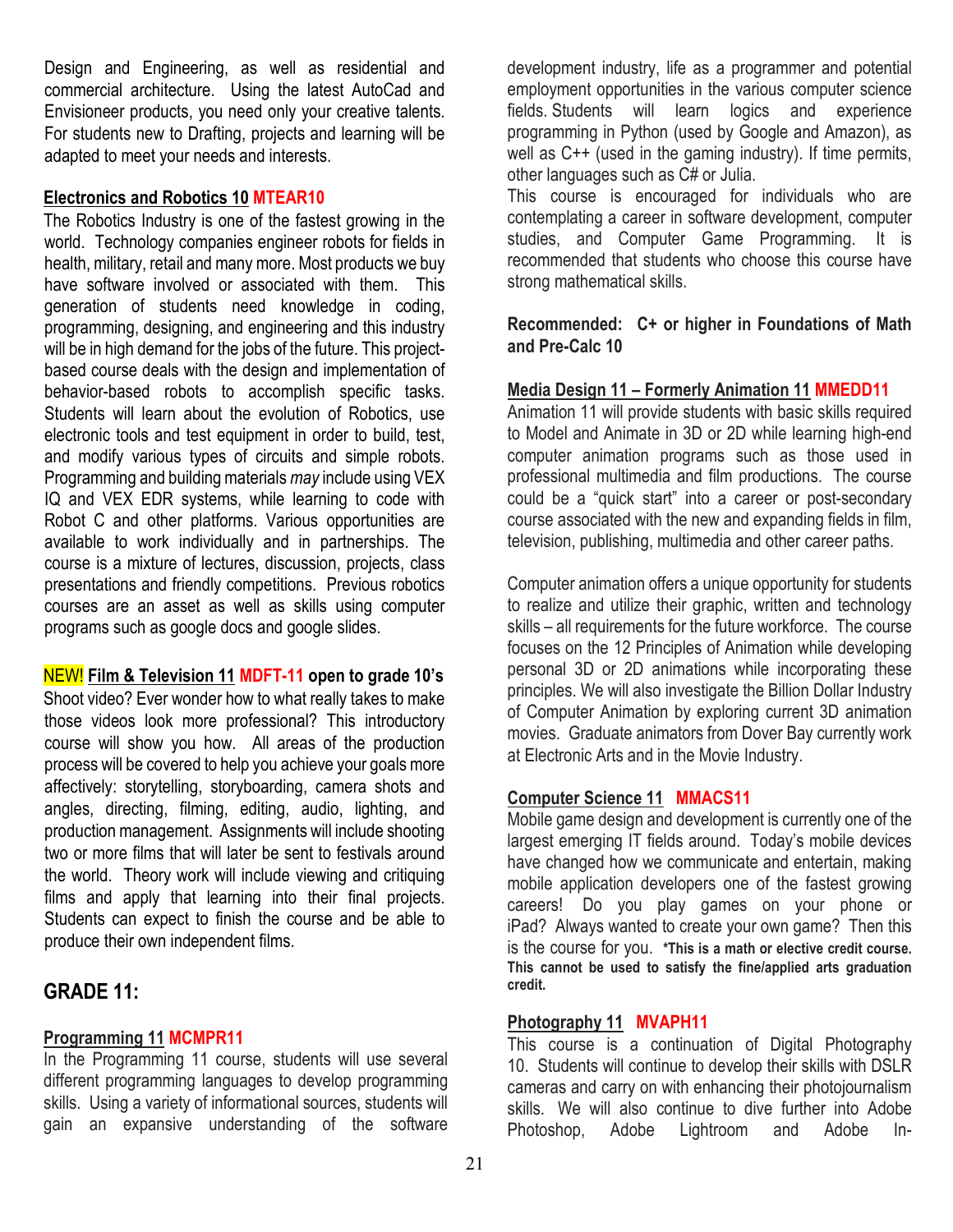Design and Engineering, as well as residential and commercial architecture. Using the latest AutoCad and Envisioneer products, you need only your creative talents. For students new to Drafting, projects and learning will be adapted to meet your needs and interests.

**Electronics and Robotics 10 MTEAR10**

The Robotics Industry is one of the fastest growing in the world. Technology companies engineer robots for fields in health, military, retail and many more. Most products we buy have software involved or associated with them. This generation of students need knowledge in coding, programming, designing, and engineering and this industry will be in high demand for the jobs of the future. This project-based course deals with the design and implementation of behavior-based robots to accomplish specific tasks. Students will learn about the evolution of Robotics, use electronic tools and test equipment in order to build, test, and modify various types of circuits and simple robots. Programming and building materials *may* include using VEX IQ and VEX EDR systems, while learning to code with Robot C and other platforms. Various opportunities are available to work individually and in partnerships. The course is a mixture of lectures, discussion, projects, class presentations and friendly competitions. Previous robotics courses are an asset as well as skills using computer programs such as google docs and google slides.

**NEW! Film & Television 11 MDFT-11 open to grade 10's**

Shoot video? Ever wonder how to what really takes to make those videos look more professional? This introductory course will show you how. All areas of the production process will be covered to help you achieve your goals more affectively: storytelling, storyboarding, camera shots and angles, directing, filming, editing, audio, lighting, and production management. Assignments will include shooting two or more films that will later be sent to festivals around the world. Theory work will include viewing and critiquing films and apply that learning into their final projects. Students can expect to finish the course and be able to produce their own independent films.

## GRADE 11:

**Programming 11 MCMPR11**

In the Programming 11 course, students will use several different programming languages to develop programming skills. Using a variety of informational sources, students will gain an expansive understanding of the software development industry, life as a programmer and potential employment opportunities in the various computer science fields. Students will learn logics and experience programming in Python (used by Google and Amazon), as well as C++ (used in the gaming industry). If time permits, other languages such as C# or Julia.

This course is encouraged for individuals who are contemplating a career in software development, computer studies, and Computer Game Programming. It is recommended that students who choose this course have strong mathematical skills.

**Recommended: C+ or higher in Foundations of Math and Pre-Calc 10**

**Media Design 11 – Formerly Animation 11 MMEDD11**

Animation 11 will provide students with basic skills required to Model and Animate in 3D or 2D while learning high-end computer animation programs such as those used in professional multimedia and film productions. The course could be a "quick start" into a career or post-secondary course associated with the new and expanding fields in film, television, publishing, multimedia and other career paths.

Computer animation offers a unique opportunity for students to realize and utilize their graphic, written and technology skills – all requirements for the future workforce. The course focuses on the 12 Principles of Animation while developing personal 3D or 2D animations while incorporating these principles. We will also investigate the Billion Dollar Industry of Computer Animation by exploring current 3D animation movies. Graduate animators from Dover Bay currently work at Electronic Arts and in the Movie Industry.

**Computer Science 11 MMACS11**

Mobile game design and development is currently one of the largest emerging IT fields around. Today's mobile devices have changed how we communicate and entertain, making mobile application developers one of the fastest growing careers! Do you play games on your phone or iPad? Always wanted to create your own game? Then this is the course for you. ***This is a math or elective credit course. This cannot be used to satisfy the fine/applied arts graduation credit.***

**Photography 11 MVAPH11**

This course is a continuation of Digital Photography 10. Students will continue to develop their skills with DSLR cameras and carry on with enhancing their photojournalism skills. We will also continue to dive further into Adobe Photoshop, Adobe Lightroom and Adobe In-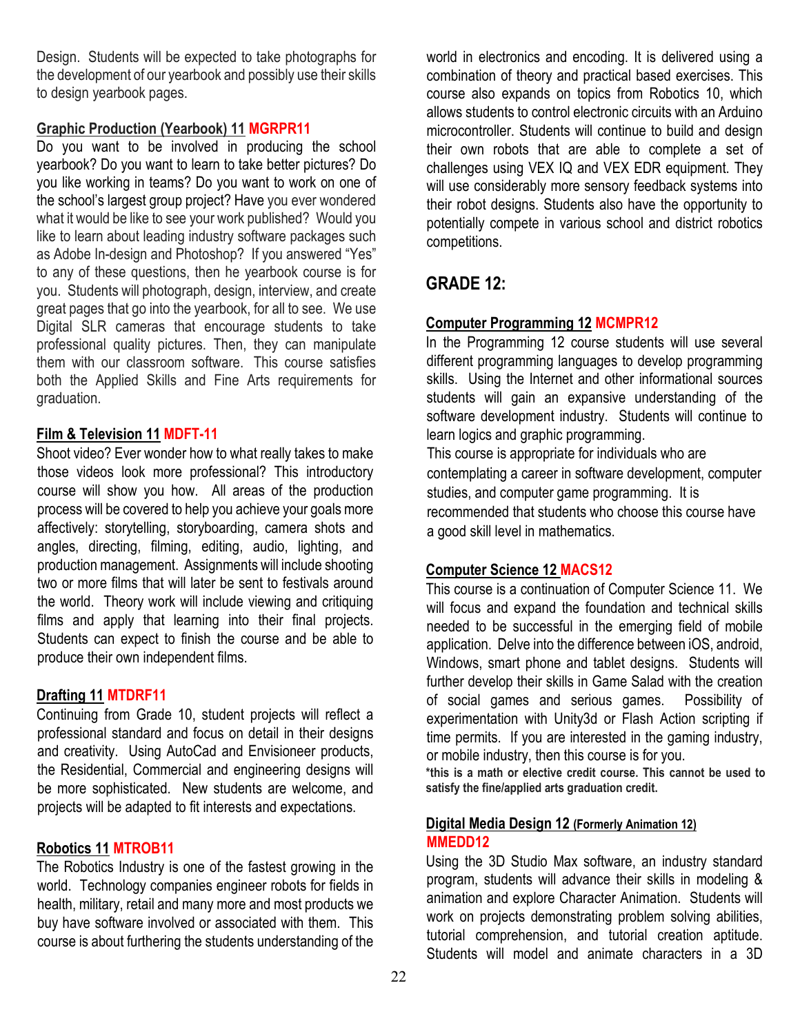Design. Students will be expected to take photographs for the development of our yearbook and possibly use their skills to design yearbook pages.

**Graphic Production (Yearbook) 11 MGRPR11**

Do you want to be involved in producing the school yearbook? Do you want to learn to take better pictures? Do you like working in teams? Do you want to work on one of the school's largest group project? Have you ever wondered what it would be like to see your work published? Would you like to learn about leading industry software packages such as Adobe In-design and Photoshop? If you answered "Yes" to any of these questions, then he yearbook course is for you. Students will photograph, design, interview, and create great pages that go into the yearbook, for all to see. We use Digital SLR cameras that encourage students to take professional quality pictures. Then, they can manipulate them with our classroom software. This course satisfies both the Applied Skills and Fine Arts requirements for graduation.

**Film & Television 11 MDFT-11**

Shoot video? Ever wonder how to what really takes to make those videos look more professional? This introductory course will show you how. All areas of the production process will be covered to help you achieve your goals more affectively: storytelling, storyboarding, camera shots and angles, directing, filming, editing, audio, lighting, and production management. Assignments will include shooting two or more films that will later be sent to festivals around the world. Theory work will include viewing and critiquing films and apply that learning into their final projects. Students can expect to finish the course and be able to produce their own independent films.

**Drafting 11 MTDRF11**

Continuing from Grade 10, student projects will reflect a professional standard and focus on detail in their designs and creativity. Using AutoCad and Envisioneer products, the Residential, Commercial and engineering designs will be more sophisticated. New students are welcome, and projects will be adapted to fit interests and expectations.

**Robotics 11 MTROB11**

The Robotics Industry is one of the fastest growing in the world. Technology companies engineer robots for fields in health, military, retail and many more and most products we buy have software involved or associated with them. This course is about furthering the students understanding of the world in electronics and encoding. It is delivered using a combination of theory and practical based exercises. This course also expands on topics from Robotics 10, which allows students to control electronic circuits with an Arduino microcontroller. Students will continue to build and design their own robots that are able to complete a set of challenges using VEX IQ and VEX EDR equipment. They will use considerably more sensory feedback systems into their robot designs. Students also have the opportunity to potentially compete in various school and district robotics competitions.

## GRADE 12:

**Computer Programming 12 MCMPR12**

In the Programming 12 course students will use several different programming languages to develop programming skills. Using the Internet and other informational sources students will gain an expansive understanding of the software development industry. Students will continue to learn logics and graphic programming.

This course is appropriate for individuals who are contemplating a career in software development, computer studies, and computer game programming. It is recommended that students who choose this course have a good skill level in mathematics.

**Computer Science 12 MACS12**

This course is a continuation of Computer Science 11. We will focus and expand the foundation and technical skills needed to be successful in the emerging field of mobile application. Delve into the difference between iOS, android, Windows, smart phone and tablet designs. Students will further develop their skills in Game Salad with the creation of social games and serious games. Possibility of experimentation with Unity3d or Flash Action scripting if time permits. If you are interested in the gaming industry, or mobile industry, then this course is for you.

**\*this is a math or elective credit course. This cannot be used to satisfy the fine/applied arts graduation credit.**

**Digital Media Design 12 (Formerly Animation 12) MMEDD12**

Using the 3D Studio Max software, an industry standard program, students will advance their skills in modeling & animation and explore Character Animation. Students will work on projects demonstrating problem solving abilities, tutorial comprehension, and tutorial creation aptitude. Students will model and animate characters in a 3D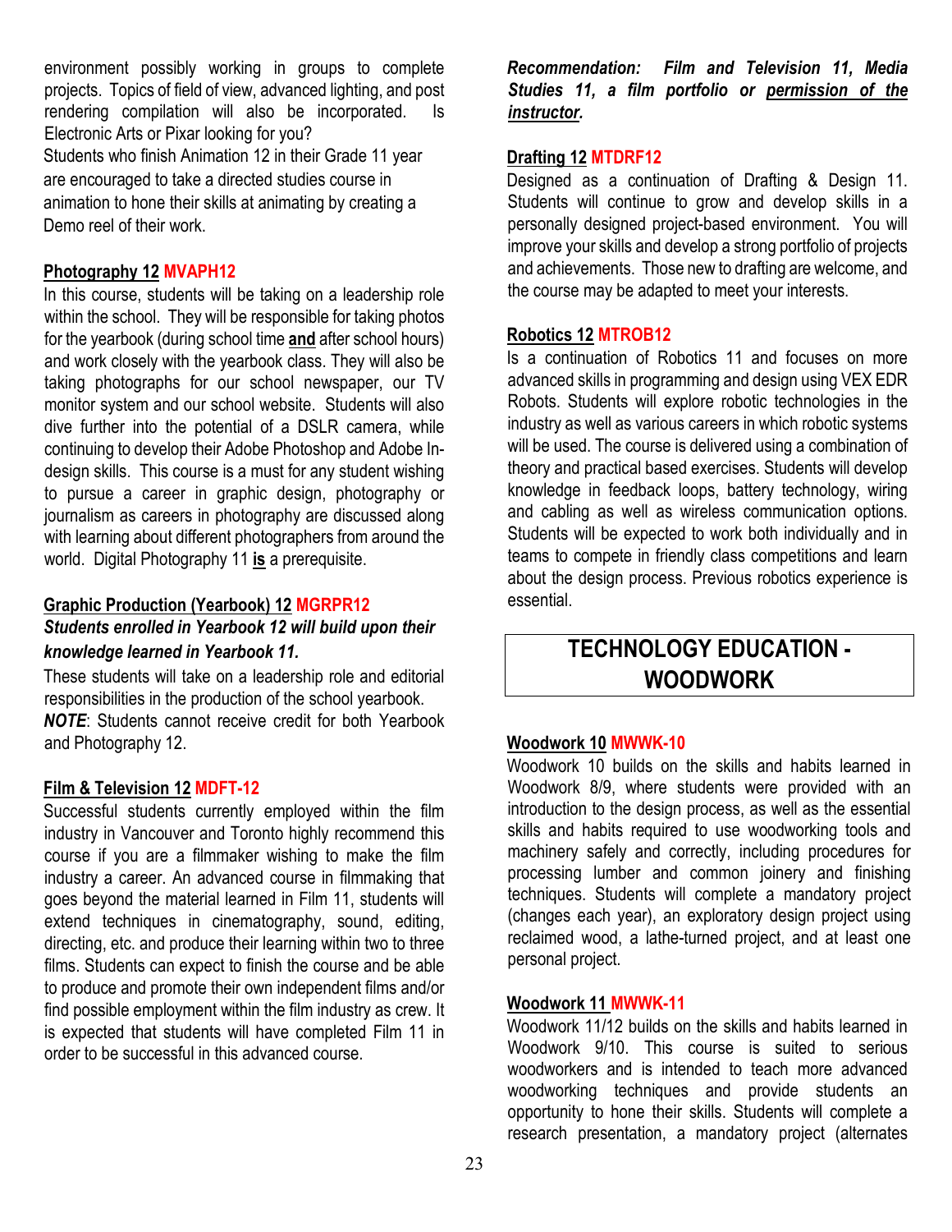environment possibly working in groups to complete projects. Topics of field of view, advanced lighting, and post rendering compilation will also be incorporated. Is Electronic Arts or Pixar looking for you?

Students who finish Animation 12 in their Grade 11 year are encouraged to take a directed studies course in animation to hone their skills at animating by creating a Demo reel of their work.

**Photography 12** **MVAPH12**

In this course, students will be taking on a leadership role within the school. They will be responsible for taking photos for the yearbook (during school time **and** after school hours) and work closely with the yearbook class. They will also be taking photographs for our school newspaper, our TV monitor system and our school website. Students will also dive further into the potential of a DSLR camera, while continuing to develop their Adobe Photoshop and Adobe In-design skills. This course is a must for any student wishing to pursue a career in graphic design, photography or journalism as careers in photography are discussed along with learning about different photographers from around the world. Digital Photography 11 **is** a prerequisite.

**Graphic Production (Yearbook) 12** **MGRPR12**

***Students enrolled in Yearbook 12 will build upon their knowledge learned in Yearbook 11.***

These students will take on a leadership role and editorial responsibilities in the production of the school yearbook.

***NOTE***: Students cannot receive credit for both Yearbook and Photography 12.

**Film & Television 12** **MDFT-12**

Successful students currently employed within the film industry in Vancouver and Toronto highly recommend this course if you are a filmmaker wishing to make the film industry a career. An advanced course in filmmaking that goes beyond the material learned in Film 11, students will extend techniques in cinematography, sound, editing, directing, etc. and produce their learning within two to three films. Students can expect to finish the course and be able to produce and promote their own independent films and/or find possible employment within the film industry as crew. It is expected that students will have completed Film 11 in order to be successful in this advanced course.

***Recommendation: Film and Television 11, Media Studies 11, a film portfolio or permission of the instructor.***

**Drafting 12** **MTDRF12**

Designed as a continuation of Drafting & Design 11. Students will continue to grow and develop skills in a personally designed project-based environment. You will improve your skills and develop a strong portfolio of projects and achievements. Those new to drafting are welcome, and the course may be adapted to meet your interests.

**Robotics 12** **MTROB12**

Is a continuation of Robotics 11 and focuses on more advanced skills in programming and design using VEX EDR Robots. Students will explore robotic technologies in the industry as well as various careers in which robotic systems will be used. The course is delivered using a combination of theory and practical based exercises. Students will develop knowledge in feedback loops, battery technology, wiring and cabling as well as wireless communication options. Students will be expected to work both individually and in teams to compete in friendly class competitions and learn about the design process. Previous robotics experience is essential.

## TECHNOLOGY EDUCATION - WOODWORK

**Woodwork 10** **MWWK-10**

Woodwork 10 builds on the skills and habits learned in Woodwork 8/9, where students were provided with an introduction to the design process, as well as the essential skills and habits required to use woodworking tools and machinery safely and correctly, including procedures for processing lumber and common joinery and finishing techniques. Students will complete a mandatory project (changes each year), an exploratory design project using reclaimed wood, a lathe-turned project, and at least one personal project.

**Woodwork 11** **MWWK-11**

Woodwork 11/12 builds on the skills and habits learned in Woodwork 9/10. This course is suited to serious woodworkers and is intended to teach more advanced woodworking techniques and provide students an opportunity to hone their skills. Students will complete a research presentation, a mandatory project (alternates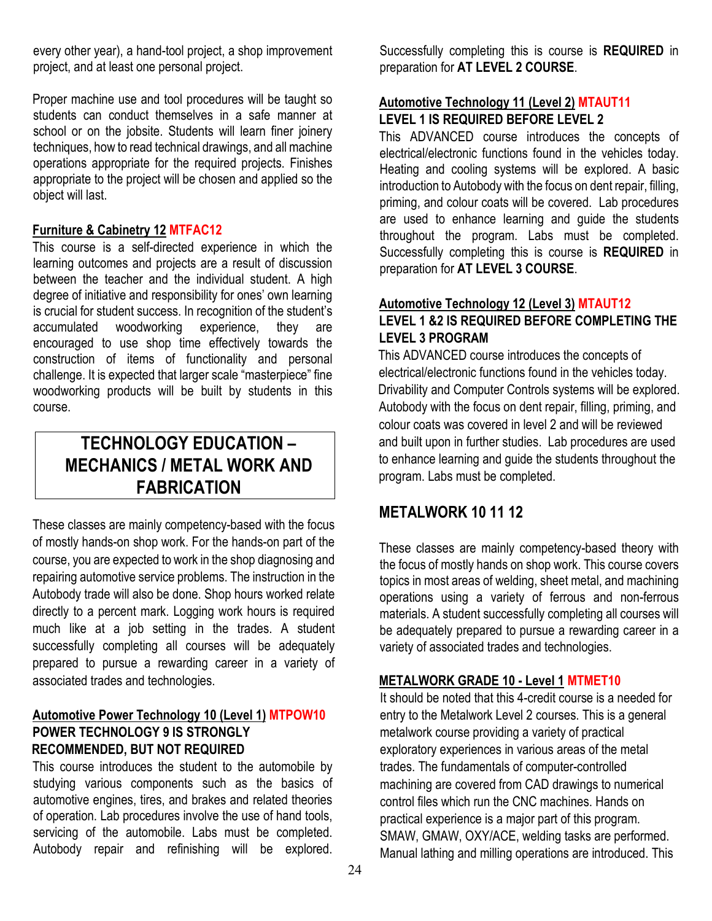every other year), a hand-tool project, a shop improvement project, and at least one personal project.

Proper machine use and tool procedures will be taught so students can conduct themselves in a safe manner at school or on the jobsite. Students will learn finer joinery techniques, how to read technical drawings, and all machine operations appropriate for the required projects. Finishes appropriate to the project will be chosen and applied so the object will last.

### Furniture & Cabinetry 12 MTFAC12

This course is a self-directed experience in which the learning outcomes and projects are a result of discussion between the teacher and the individual student. A high degree of initiative and responsibility for ones' own learning is crucial for student success. In recognition of the student's accumulated woodworking experience, they are encouraged to use shop time effectively towards the construction of items of functionality and personal challenge. It is expected that larger scale "masterpiece" fine woodworking products will be built by students in this course.

## TECHNOLOGY EDUCATION – MECHANICS / METAL WORK AND FABRICATION

These classes are mainly competency-based with the focus of mostly hands-on shop work. For the hands-on part of the course, you are expected to work in the shop diagnosing and repairing automotive service problems. The instruction in the Autobody trade will also be done. Shop hours worked relate directly to a percent mark. Logging work hours is required much like at a job setting in the trades. A student successfully completing all courses will be adequately prepared to pursue a rewarding career in a variety of associated trades and technologies.

### Automotive Power Technology 10 (Level 1) MTPOW10

**POWER TECHNOLOGY 9 IS STRONGLY RECOMMENDED, BUT NOT REQUIRED**

This course introduces the student to the automobile by studying various components such as the basics of automotive engines, tires, and brakes and related theories of operation. Lab procedures involve the use of hand tools, servicing of the automobile. Labs must be completed. Autobody repair and refinishing will be explored. Successfully completing this is course is **REQUIRED** in preparation for **AT LEVEL 2 COURSE**.

### Automotive Technology 11 (Level 2) MTAUT11

**LEVEL 1 IS REQUIRED BEFORE LEVEL 2**

This ADVANCED course introduces the concepts of electrical/electronic functions found in the vehicles today. Heating and cooling systems will be explored. A basic introduction to Autobody with the focus on dent repair, filling, priming, and colour coats will be covered. Lab procedures are used to enhance learning and guide the students throughout the program. Labs must be completed. Successfully completing this is course is **REQUIRED** in preparation for **AT LEVEL 3 COURSE**.

### Automotive Technology 12 (Level 3) MTAUT12

**LEVEL 1 &2 IS REQUIRED BEFORE COMPLETING THE LEVEL 3 PROGRAM**

This ADVANCED course introduces the concepts of electrical/electronic functions found in the vehicles today. Drivability and Computer Controls systems will be explored. Autobody with the focus on dent repair, filling, priming, and colour coats was covered in level 2 and will be reviewed and built upon in further studies. Lab procedures are used to enhance learning and guide the students throughout the program. Labs must be completed.

## METALWORK 10 11 12

These classes are mainly competency-based theory with the focus of mostly hands on shop work. This course covers topics in most areas of welding, sheet metal, and machining operations using a variety of ferrous and non-ferrous materials. A student successfully completing all courses will be adequately prepared to pursue a rewarding career in a variety of associated trades and technologies.

### METALWORK GRADE 10 - Level 1 MTMET10

It should be noted that this 4-credit course is a needed for entry to the Metalwork Level 2 courses. This is a general metalwork course providing a variety of practical exploratory experiences in various areas of the metal trades. The fundamentals of computer-controlled machining are covered from CAD drawings to numerical control files which run the CNC machines. Hands on practical experience is a major part of this program. SMAW, GMAW, OXY/ACE, welding tasks are performed. Manual lathing and milling operations are introduced. This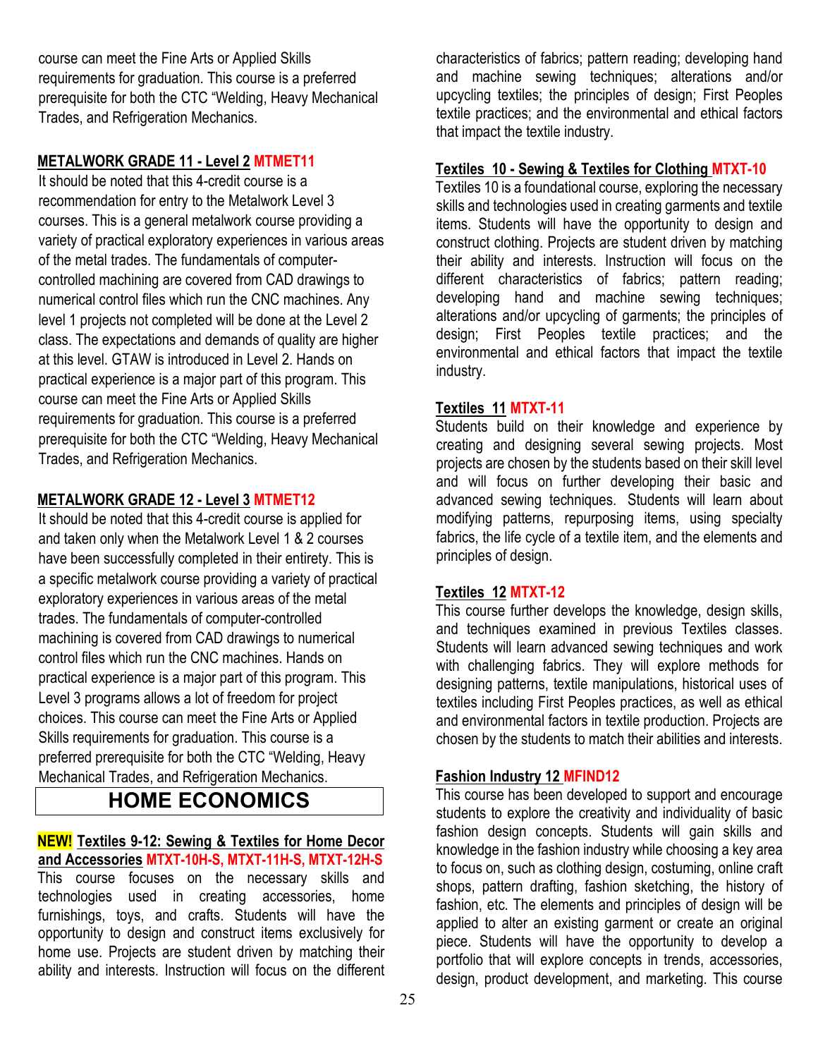course can meet the Fine Arts or Applied Skills requirements for graduation. This course is a preferred prerequisite for both the CTC "Welding, Heavy Mechanical Trades, and Refrigeration Mechanics.

**METALWORK GRADE 11 - Level 2 MTMET11**

It should be noted that this 4-credit course is a recommendation for entry to the Metalwork Level 3 courses. This is a general metalwork course providing a variety of practical exploratory experiences in various areas of the metal trades. The fundamentals of computer-controlled machining are covered from CAD drawings to numerical control files which run the CNC machines. Any level 1 projects not completed will be done at the Level 2 class. The expectations and demands of quality are higher at this level. GTAW is introduced in Level 2. Hands on practical experience is a major part of this program. This course can meet the Fine Arts or Applied Skills requirements for graduation. This course is a preferred prerequisite for both the CTC "Welding, Heavy Mechanical Trades, and Refrigeration Mechanics.

**METALWORK GRADE 12 - Level 3 MTMET12**

It should be noted that this 4-credit course is applied for and taken only when the Metalwork Level 1 & 2 courses have been successfully completed in their entirety. This is a specific metalwork course providing a variety of practical exploratory experiences in various areas of the metal trades. The fundamentals of computer-controlled machining is covered from CAD drawings to numerical control files which run the CNC machines. Hands on practical experience is a major part of this program. This Level 3 programs allows a lot of freedom for project choices. This course can meet the Fine Arts or Applied Skills requirements for graduation. This course is a preferred prerequisite for both the CTC "Welding, Heavy Mechanical Trades, and Refrigeration Mechanics.

# HOME ECONOMICS

**NEW! Textiles 9-12: Sewing & Textiles for Home Decor and Accessories MTXT-10H-S, MTXT-11H-S, MTXT-12H-S**

This course focuses on the necessary skills and technologies used in creating accessories, home furnishings, toys, and crafts. Students will have the opportunity to design and construct items exclusively for home use. Projects are student driven by matching their ability and interests. Instruction will focus on the different characteristics of fabrics; pattern reading; developing hand and machine sewing techniques; alterations and/or upcycling textiles; the principles of design; First Peoples textile practices; and the environmental and ethical factors that impact the textile industry.

**Textiles 10 - Sewing & Textiles for Clothing MTXT-10**

Textiles 10 is a foundational course, exploring the necessary skills and technologies used in creating garments and textile items. Students will have the opportunity to design and construct clothing. Projects are student driven by matching their ability and interests. Instruction will focus on the different characteristics of fabrics; pattern reading; developing hand and machine sewing techniques; alterations and/or upcycling of garments; the principles of design; First Peoples textile practices; and the environmental and ethical factors that impact the textile industry.

**Textiles 11 MTXT-11**

Students build on their knowledge and experience by creating and designing several sewing projects. Most projects are chosen by the students based on their skill level and will focus on further developing their basic and advanced sewing techniques. Students will learn about modifying patterns, repurposing items, using specialty fabrics, the life cycle of a textile item, and the elements and principles of design.

**Textiles 12 MTXT-12**

This course further develops the knowledge, design skills, and techniques examined in previous Textiles classes. Students will learn advanced sewing techniques and work with challenging fabrics. They will explore methods for designing patterns, textile manipulations, historical uses of textiles including First Peoples practices, as well as ethical and environmental factors in textile production. Projects are chosen by the students to match their abilities and interests.

**Fashion Industry 12 MFIND12**

This course has been developed to support and encourage students to explore the creativity and individuality of basic fashion design concepts. Students will gain skills and knowledge in the fashion industry while choosing a key area to focus on, such as clothing design, costuming, online craft shops, pattern drafting, fashion sketching, the history of fashion, etc. The elements and principles of design will be applied to alter an existing garment or create an original piece. Students will have the opportunity to develop a portfolio that will explore concepts in trends, accessories, design, product development, and marketing. This course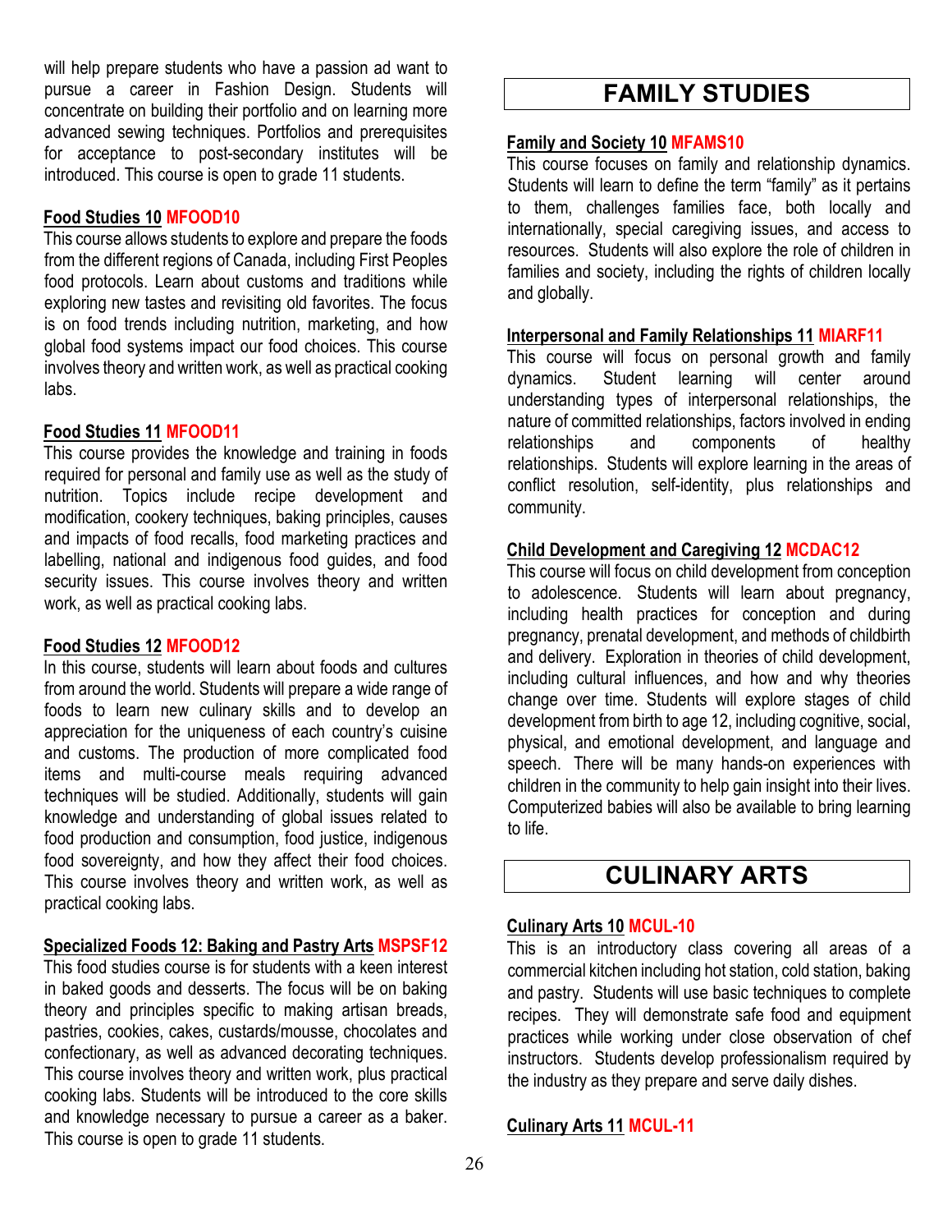will help prepare students who have a passion ad want to pursue a career in Fashion Design. Students will concentrate on building their portfolio and on learning more advanced sewing techniques. Portfolios and prerequisites for acceptance to post-secondary institutes will be introduced. This course is open to grade 11 students.

**Food Studies 10** **MFOOD10**
This course allows students to explore and prepare the foods from the different regions of Canada, including First Peoples food protocols. Learn about customs and traditions while exploring new tastes and revisiting old favorites. The focus is on food trends including nutrition, marketing, and how global food systems impact our food choices. This course involves theory and written work, as well as practical cooking labs.

**Food Studies 11** **MFOOD11**
This course provides the knowledge and training in foods required for personal and family use as well as the study of nutrition. Topics include recipe development and modification, cookery techniques, baking principles, causes and impacts of food recalls, food marketing practices and labelling, national and indigenous food guides, and food security issues. This course involves theory and written work, as well as practical cooking labs.

**Food Studies 12** **MFOOD12**
In this course, students will learn about foods and cultures from around the world. Students will prepare a wide range of foods to learn new culinary skills and to develop an appreciation for the uniqueness of each country's cuisine and customs. The production of more complicated food items and multi-course meals requiring advanced techniques will be studied. Additionally, students will gain knowledge and understanding of global issues related to food production and consumption, food justice, indigenous food sovereignty, and how they affect their food choices. This course involves theory and written work, as well as practical cooking labs.

**Specialized Foods 12: Baking and Pastry Arts** **MSPSF12**
This food studies course is for students with a keen interest in baked goods and desserts. The focus will be on baking theory and principles specific to making artisan breads, pastries, cookies, cakes, custards/mousse, chocolates and confectionary, as well as advanced decorating techniques. This course involves theory and written work, plus practical cooking labs. Students will be introduced to the core skills and knowledge necessary to pursue a career as a baker. This course is open to grade 11 students.

# FAMILY STUDIES

**Family and Society 10** **MFAMS10**
This course focuses on family and relationship dynamics. Students will learn to define the term "family" as it pertains to them, challenges families face, both locally and internationally, special caregiving issues, and access to resources. Students will also explore the role of children in families and society, including the rights of children locally and globally.

**Interpersonal and Family Relationships 11** **MIARF11**
This course will focus on personal growth and family dynamics. Student learning will center around understanding types of interpersonal relationships, the nature of committed relationships, factors involved in ending relationships and components of healthy relationships. Students will explore learning in the areas of conflict resolution, self-identity, plus relationships and community.

**Child Development and Caregiving 12** **MCDAC12**
This course will focus on child development from conception to adolescence. Students will learn about pregnancy, including health practices for conception and during pregnancy, prenatal development, and methods of childbirth and delivery. Exploration in theories of child development, including cultural influences, and how and why theories change over time. Students will explore stages of child development from birth to age 12, including cognitive, social, physical, and emotional development, and language and speech. There will be many hands-on experiences with children in the community to help gain insight into their lives. Computerized babies will also be available to bring learning to life.

# CULINARY ARTS

**Culinary Arts 10** **MCUL-10**
This is an introductory class covering all areas of a commercial kitchen including hot station, cold station, baking and pastry. Students will use basic techniques to complete recipes. They will demonstrate safe food and equipment practices while working under close observation of chef instructors. Students develop professionalism required by the industry as they prepare and serve daily dishes.

**Culinary Arts 11** **MCUL-11**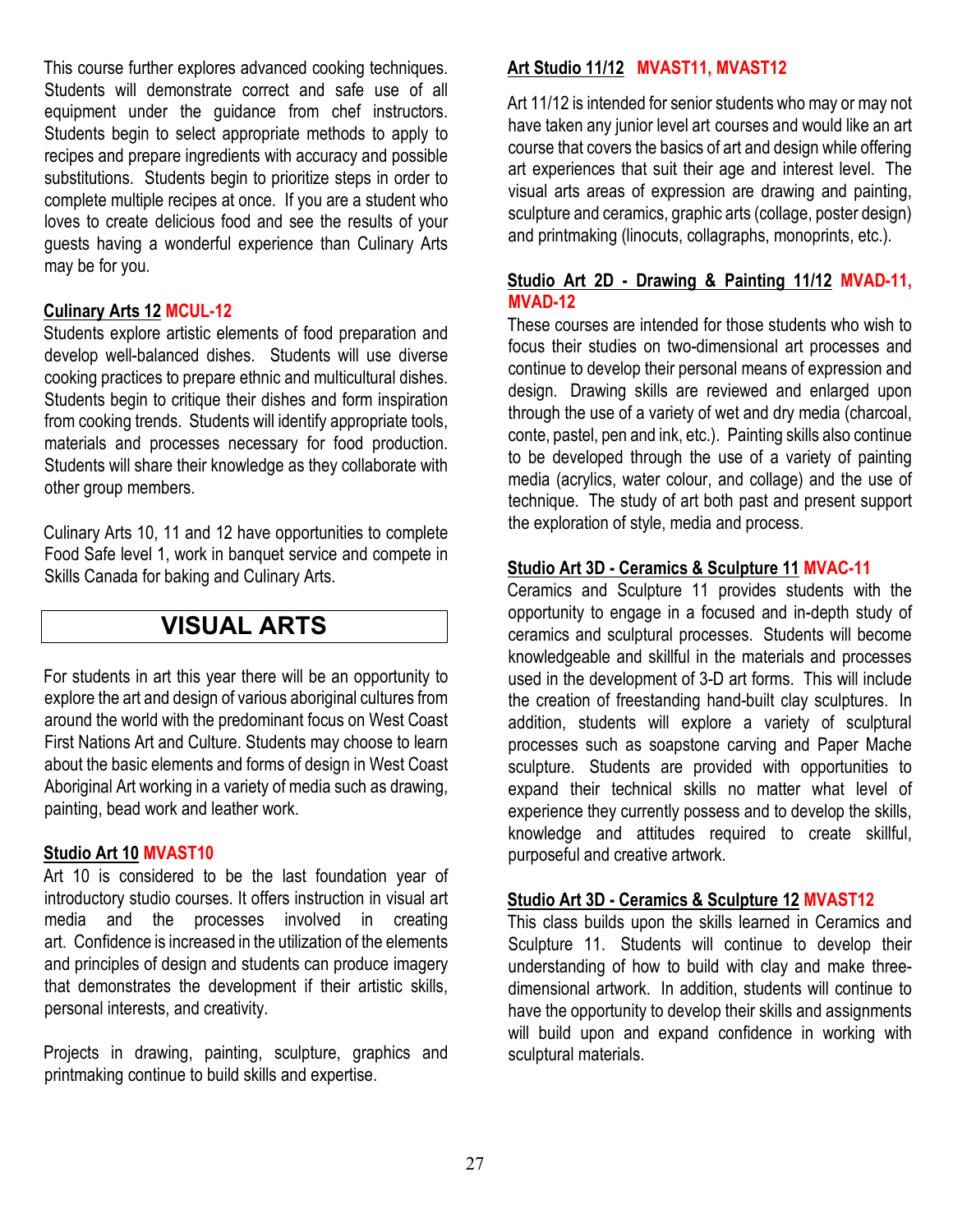This course further explores advanced cooking techniques. Students will demonstrate correct and safe use of all equipment under the guidance from chef instructors. Students begin to select appropriate methods to apply to recipes and prepare ingredients with accuracy and possible substitutions. Students begin to prioritize steps in order to complete multiple recipes at once. If you are a student who loves to create delicious food and see the results of your guests having a wonderful experience than Culinary Arts may be for you.

**Culinary Arts 12 MCUL-12**

Students explore artistic elements of food preparation and develop well-balanced dishes. Students will use diverse cooking practices to prepare ethnic and multicultural dishes. Students begin to critique their dishes and form inspiration from cooking trends. Students will identify appropriate tools, materials and processes necessary for food production. Students will share their knowledge as they collaborate with other group members.

Culinary Arts 10, 11 and 12 have opportunities to complete Food Safe level 1, work in banquet service and compete in Skills Canada for baking and Culinary Arts.

# VISUAL ARTS

For students in art this year there will be an opportunity to explore the art and design of various aboriginal cultures from around the world with the predominant focus on West Coast First Nations Art and Culture. Students may choose to learn about the basic elements and forms of design in West Coast Aboriginal Art working in a variety of media such as drawing, painting, bead work and leather work.

**Studio Art 10 MVAST10**

Art 10 is considered to be the last foundation year of introductory studio courses. It offers instruction in visual art media and the processes involved in creating art. Confidence is increased in the utilization of the elements and principles of design and students can produce imagery that demonstrates the development if their artistic skills, personal interests, and creativity.

Projects in drawing, painting, sculpture, graphics and printmaking continue to build skills and expertise.

**Art Studio 11/12 MVAST11, MVAST12**

Art 11/12 is intended for senior students who may or may not have taken any junior level art courses and would like an art course that covers the basics of art and design while offering art experiences that suit their age and interest level. The visual arts areas of expression are drawing and painting, sculpture and ceramics, graphic arts (collage, poster design) and printmaking (linocuts, collagraphs, monoprints, etc.).

**Studio Art 2D - Drawing & Painting 11/12 MVAD-11, MVAD-12**

These courses are intended for those students who wish to focus their studies on two-dimensional art processes and continue to develop their personal means of expression and design. Drawing skills are reviewed and enlarged upon through the use of a variety of wet and dry media (charcoal, conte, pastel, pen and ink, etc.). Painting skills also continue to be developed through the use of a variety of painting media (acrylics, water colour, and collage) and the use of technique. The study of art both past and present support the exploration of style, media and process.

**Studio Art 3D - Ceramics & Sculpture 11 MVAC-11**

Ceramics and Sculpture 11 provides students with the opportunity to engage in a focused and in-depth study of ceramics and sculptural processes. Students will become knowledgeable and skillful in the materials and processes used in the development of 3-D art forms. This will include the creation of freestanding hand-built clay sculptures. In addition, students will explore a variety of sculptural processes such as soapstone carving and Paper Mache sculpture. Students are provided with opportunities to expand their technical skills no matter what level of experience they currently possess and to develop the skills, knowledge and attitudes required to create skillful, purposeful and creative artwork.

**Studio Art 3D - Ceramics & Sculpture 12 MVAST12**

This class builds upon the skills learned in Ceramics and Sculpture 11. Students will continue to develop their understanding of how to build with clay and make three-dimensional artwork. In addition, students will continue to have the opportunity to develop their skills and assignments will build upon and expand confidence in working with sculptural materials.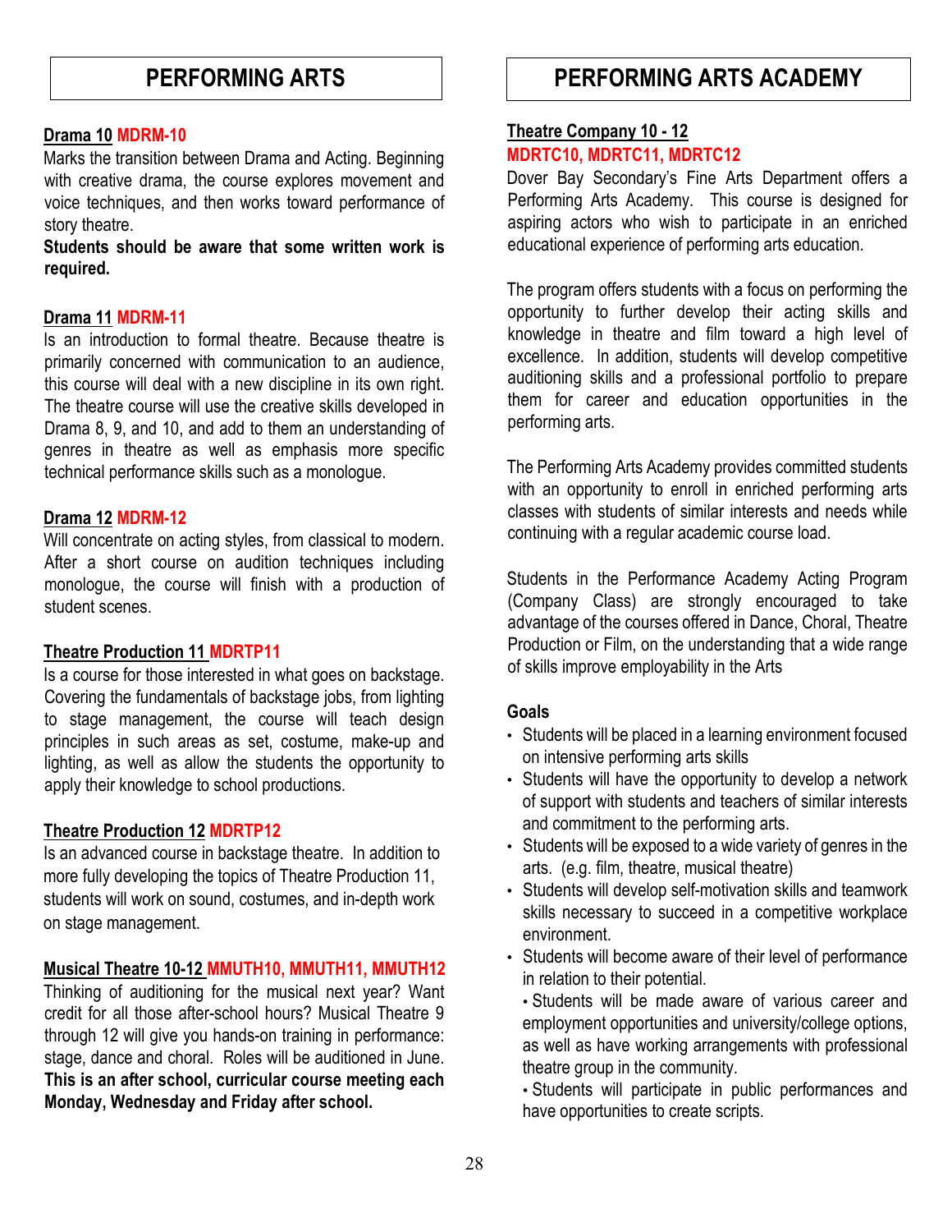# PERFORMING ARTS

**Drama 10** **MDRM-10**

Marks the transition between Drama and Acting. Beginning with creative drama, the course explores movement and voice techniques, and then works toward performance of story theatre.

**Students should be aware that some written work is required.**

**Drama 11** **MDRM-11**

Is an introduction to formal theatre. Because theatre is primarily concerned with communication to an audience, this course will deal with a new discipline in its own right. The theatre course will use the creative skills developed in Drama 8, 9, and 10, and add to them an understanding of genres in theatre as well as emphasis more specific technical performance skills such as a monologue.

**Drama 12** **MDRM-12**

Will concentrate on acting styles, from classical to modern. After a short course on audition techniques including monologue, the course will finish with a production of student scenes.

**Theatre Production 11** **MDRTP11**

Is a course for those interested in what goes on backstage. Covering the fundamentals of backstage jobs, from lighting to stage management, the course will teach design principles in such areas as set, costume, make-up and lighting, as well as allow the students the opportunity to apply their knowledge to school productions.

**Theatre Production 12** **MDRTP12**

Is an advanced course in backstage theatre. In addition to more fully developing the topics of Theatre Production 11, students will work on sound, costumes, and in-depth work on stage management.

**Musical Theatre 10-12** **MMUTH10, MMUTH11, MMUTH12**

Thinking of auditioning for the musical next year? Want credit for all those after-school hours? Musical Theatre 9 through 12 will give you hands-on training in performance: stage, dance and choral. Roles will be auditioned in June. **This is an after school, curricular course meeting each Monday, Wednesday and Friday after school.**

# PERFORMING ARTS ACADEMY

**Theatre Company 10 - 12**
**MDRTC10, MDRTC11, MDRTC12**

Dover Bay Secondary's Fine Arts Department offers a Performing Arts Academy. This course is designed for aspiring actors who wish to participate in an enriched educational experience of performing arts education.

The program offers students with a focus on performing the opportunity to further develop their acting skills and knowledge in theatre and film toward a high level of excellence. In addition, students will develop competitive auditioning skills and a professional portfolio to prepare them for career and education opportunities in the performing arts.

The Performing Arts Academy provides committed students with an opportunity to enroll in enriched performing arts classes with students of similar interests and needs while continuing with a regular academic course load.

Students in the Performance Academy Acting Program (Company Class) are strongly encouraged to take advantage of the courses offered in Dance, Choral, Theatre Production or Film, on the understanding that a wide range of skills improve employability in the Arts

**Goals**

- Students will be placed in a learning environment focused on intensive performing arts skills
- Students will have the opportunity to develop a network of support with students and teachers of similar interests and commitment to the performing arts.
- Students will be exposed to a wide variety of genres in the arts. (e.g. film, theatre, musical theatre)
- Students will develop self-motivation skills and teamwork skills necessary to succeed in a competitive workplace environment.
- Students will become aware of their level of performance in relation to their potential.
- Students will be made aware of various career and employment opportunities and university/college options, as well as have working arrangements with professional theatre group in the community.
- Students will participate in public performances and have opportunities to create scripts.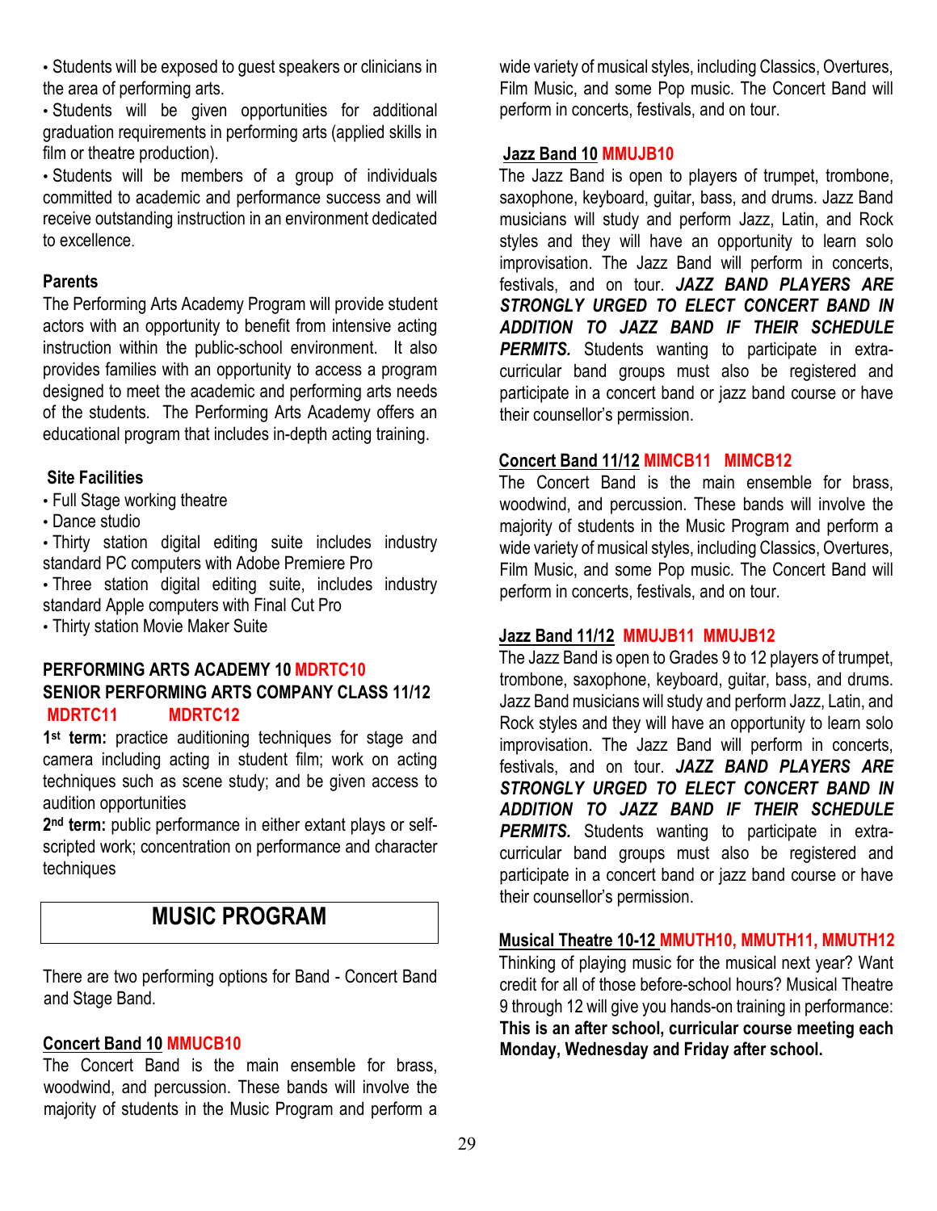- Students will be exposed to guest speakers or clinicians in the area of performing arts.
- Students will be given opportunities for additional graduation requirements in performing arts (applied skills in film or theatre production).
- Students will be members of a group of individuals committed to academic and performance success and will receive outstanding instruction in an environment dedicated to excellence.

**Parents**

The Performing Arts Academy Program will provide student actors with an opportunity to benefit from intensive acting instruction within the public-school environment. It also provides families with an opportunity to access a program designed to meet the academic and performing arts needs of the students. The Performing Arts Academy offers an educational program that includes in-depth acting training.

**Site Facilities**

- Full Stage working theatre
- Dance studio
- Thirty station digital editing suite includes industry standard PC computers with Adobe Premiere Pro
- Three station digital editing suite, includes industry standard Apple computers with Final Cut Pro
- Thirty station Movie Maker Suite

**PERFORMING ARTS ACADEMY 10 MDRTC10**
**SENIOR PERFORMING ARTS COMPANY CLASS 11/12 MDRTC11 MDRTC12**

**1st term:** practice auditioning techniques for stage and camera including acting in student film; work on acting techniques such as scene study; and be given access to audition opportunities

**2nd term:** public performance in either extant plays or self-scripted work; concentration on performance and character techniques

## MUSIC PROGRAM

There are two performing options for Band - Concert Band and Stage Band.

**Concert Band 10 MMUCB10**

The Concert Band is the main ensemble for brass, woodwind, and percussion. These bands will involve the majority of students in the Music Program and perform a wide variety of musical styles, including Classics, Overtures, Film Music, and some Pop music. The Concert Band will perform in concerts, festivals, and on tour.

**Jazz Band 10 MMUJB10**

The Jazz Band is open to players of trumpet, trombone, saxophone, keyboard, guitar, bass, and drums. Jazz Band musicians will study and perform Jazz, Latin, and Rock styles and they will have an opportunity to learn solo improvisation. The Jazz Band will perform in concerts, festivals, and on tour. ***JAZZ BAND PLAYERS ARE STRONGLY URGED TO ELECT CONCERT BAND IN ADDITION TO JAZZ BAND IF THEIR SCHEDULE PERMITS.*** Students wanting to participate in extra-curricular band groups must also be registered and participate in a concert band or jazz band course or have their counsellor's permission.

**Concert Band 11/12 MIMCB11 MIMCB12**

The Concert Band is the main ensemble for brass, woodwind, and percussion. These bands will involve the majority of students in the Music Program and perform a wide variety of musical styles, including Classics, Overtures, Film Music, and some Pop music. The Concert Band will perform in concerts, festivals, and on tour.

**Jazz Band 11/12 MMUJB11 MMUJB12**

The Jazz Band is open to Grades 9 to 12 players of trumpet, trombone, saxophone, keyboard, guitar, bass, and drums. Jazz Band musicians will study and perform Jazz, Latin, and Rock styles and they will have an opportunity to learn solo improvisation. The Jazz Band will perform in concerts, festivals, and on tour. ***JAZZ BAND PLAYERS ARE STRONGLY URGED TO ELECT CONCERT BAND IN ADDITION TO JAZZ BAND IF THEIR SCHEDULE PERMITS.*** Students wanting to participate in extra-curricular band groups must also be registered and participate in a concert band or jazz band course or have their counsellor's permission.

**Musical Theatre 10-12 MMUTH10, MMUTH11, MMUTH12**

Thinking of playing music for the musical next year? Want credit for all of those before-school hours? Musical Theatre 9 through 12 will give you hands-on training in performance: **This is an after school, curricular course meeting each Monday, Wednesday and Friday after school.**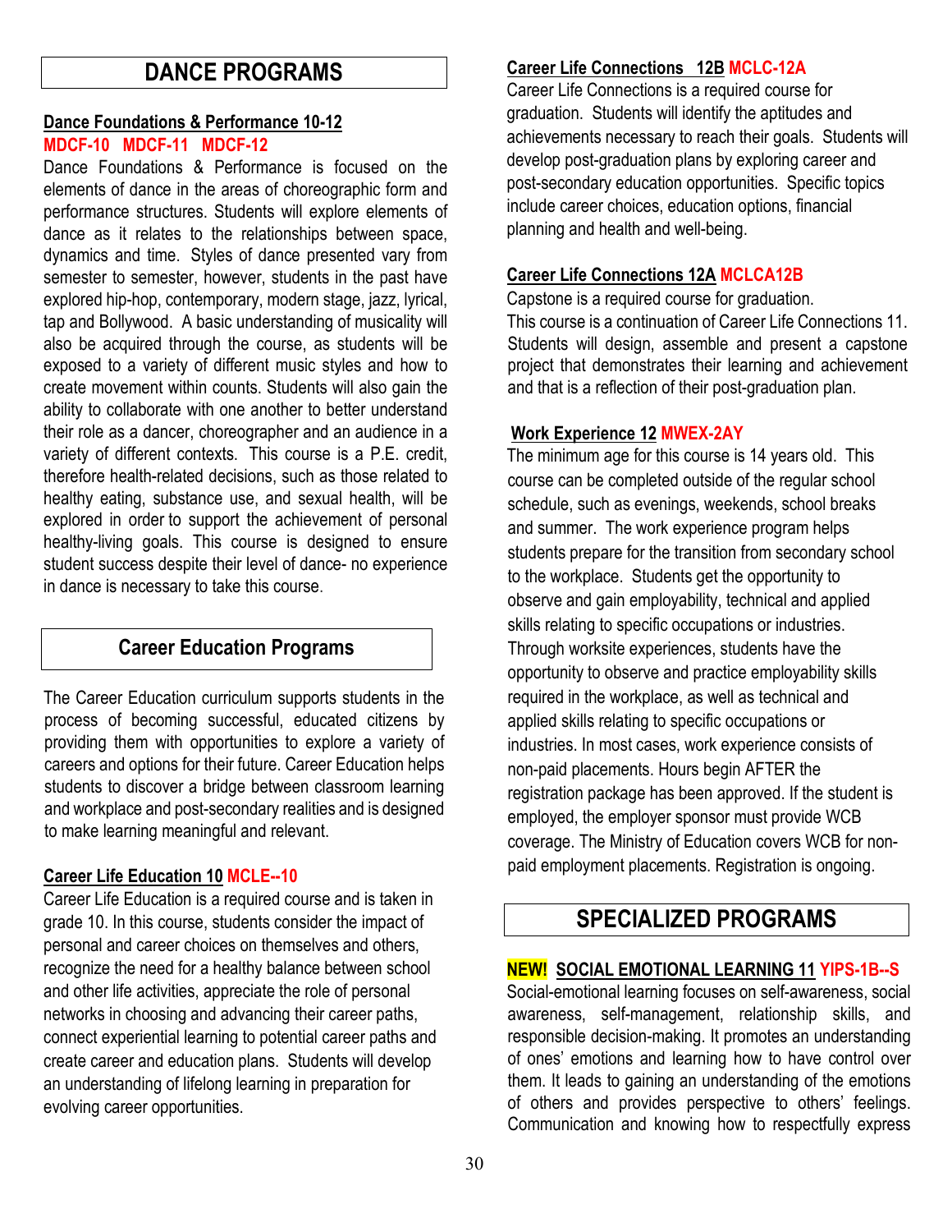# DANCE PROGRAMS

**Dance Foundations & Performance 10-12**
**MDCF-10 MDCF-11 MDCF-12**

Dance Foundations & Performance is focused on the elements of dance in the areas of choreographic form and performance structures. Students will explore elements of dance as it relates to the relationships between space, dynamics and time. Styles of dance presented vary from semester to semester, however, students in the past have explored hip-hop, contemporary, modern stage, jazz, lyrical, tap and Bollywood. A basic understanding of musicality will also be acquired through the course, as students will be exposed to a variety of different music styles and how to create movement within counts. Students will also gain the ability to collaborate with one another to better understand their role as a dancer, choreographer and an audience in a variety of different contexts. This course is a P.E. credit, therefore health-related decisions, such as those related to healthy eating, substance use, and sexual health, will be explored in order to support the achievement of personal healthy-living goals. This course is designed to ensure student success despite their level of dance- no experience in dance is necessary to take this course.

# Career Education Programs

The Career Education curriculum supports students in the process of becoming successful, educated citizens by providing them with opportunities to explore a variety of careers and options for their future. Career Education helps students to discover a bridge between classroom learning and workplace and post-secondary realities and is designed to make learning meaningful and relevant.

**Career Life Education 10 MCLE--10**

Career Life Education is a required course and is taken in grade 10. In this course, students consider the impact of personal and career choices on themselves and others, recognize the need for a healthy balance between school and other life activities, appreciate the role of personal networks in choosing and advancing their career paths, connect experiential learning to potential career paths and create career and education plans. Students will develop an understanding of lifelong learning in preparation for evolving career opportunities.

**Career Life Connections 12B MCLC-12A**

Career Life Connections is a required course for graduation. Students will identify the aptitudes and achievements necessary to reach their goals. Students will develop post-graduation plans by exploring career and post-secondary education opportunities. Specific topics include career choices, education options, financial planning and health and well-being.

**Career Life Connections 12A MCLCA12B**

Capstone is a required course for graduation.
This course is a continuation of Career Life Connections 11. Students will design, assemble and present a capstone project that demonstrates their learning and achievement and that is a reflection of their post-graduation plan.

**Work Experience 12 MWEX-2AY**

The minimum age for this course is 14 years old. This course can be completed outside of the regular school schedule, such as evenings, weekends, school breaks and summer. The work experience program helps students prepare for the transition from secondary school to the workplace. Students get the opportunity to observe and gain employability, technical and applied skills relating to specific occupations or industries. Through worksite experiences, students have the opportunity to observe and practice employability skills required in the workplace, as well as technical and applied skills relating to specific occupations or industries. In most cases, work experience consists of non-paid placements. Hours begin AFTER the registration package has been approved. If the student is employed, the employer sponsor must provide WCB coverage. The Ministry of Education covers WCB for non-paid employment placements. Registration is ongoing.

# SPECIALIZED PROGRAMS

**NEW! SOCIAL EMOTIONAL LEARNING 11 YIPS-1B--S**

Social-emotional learning focuses on self-awareness, social awareness, self-management, relationship skills, and responsible decision-making. It promotes an understanding of ones' emotions and learning how to have control over them. It leads to gaining an understanding of the emotions of others and provides perspective to others' feelings. Communication and knowing how to respectfully express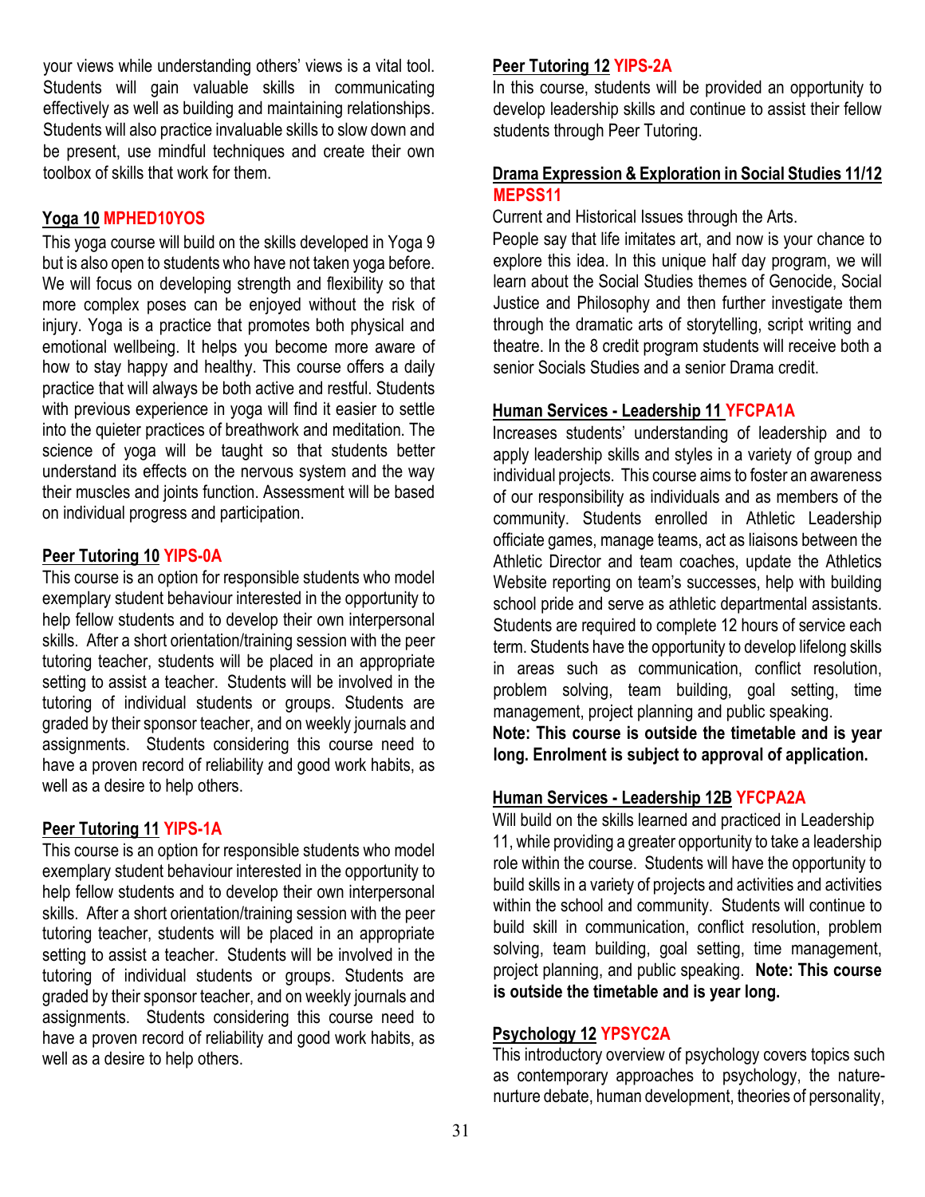your views while understanding others' views is a vital tool. Students will gain valuable skills in communicating effectively as well as building and maintaining relationships. Students will also practice invaluable skills to slow down and be present, use mindful techniques and create their own toolbox of skills that work for them.

**Yoga 10 MPHED10YOS**

This yoga course will build on the skills developed in Yoga 9 but is also open to students who have not taken yoga before. We will focus on developing strength and flexibility so that more complex poses can be enjoyed without the risk of injury. Yoga is a practice that promotes both physical and emotional wellbeing. It helps you become more aware of how to stay happy and healthy. This course offers a daily practice that will always be both active and restful. Students with previous experience in yoga will find it easier to settle into the quieter practices of breathwork and meditation. The science of yoga will be taught so that students better understand its effects on the nervous system and the way their muscles and joints function. Assessment will be based on individual progress and participation.

**Peer Tutoring 10 YIPS-0A**

This course is an option for responsible students who model exemplary student behaviour interested in the opportunity to help fellow students and to develop their own interpersonal skills. After a short orientation/training session with the peer tutoring teacher, students will be placed in an appropriate setting to assist a teacher. Students will be involved in the tutoring of individual students or groups. Students are graded by their sponsor teacher, and on weekly journals and assignments. Students considering this course need to have a proven record of reliability and good work habits, as well as a desire to help others.

**Peer Tutoring 11 YIPS-1A**

This course is an option for responsible students who model exemplary student behaviour interested in the opportunity to help fellow students and to develop their own interpersonal skills. After a short orientation/training session with the peer tutoring teacher, students will be placed in an appropriate setting to assist a teacher. Students will be involved in the tutoring of individual students or groups. Students are graded by their sponsor teacher, and on weekly journals and assignments. Students considering this course need to have a proven record of reliability and good work habits, as well as a desire to help others.

**Peer Tutoring 12 YIPS-2A**

In this course, students will be provided an opportunity to develop leadership skills and continue to assist their fellow students through Peer Tutoring.

**Drama Expression & Exploration in Social Studies 11/12 MEPSS11**

Current and Historical Issues through the Arts.

People say that life imitates art, and now is your chance to explore this idea. In this unique half day program, we will learn about the Social Studies themes of Genocide, Social Justice and Philosophy and then further investigate them through the dramatic arts of storytelling, script writing and theatre. In the 8 credit program students will receive both a senior Socials Studies and a senior Drama credit.

**Human Services - Leadership 11 YFCPA1A**

Increases students' understanding of leadership and to apply leadership skills and styles in a variety of group and individual projects. This course aims to foster an awareness of our responsibility as individuals and as members of the community. Students enrolled in Athletic Leadership officiate games, manage teams, act as liaisons between the Athletic Director and team coaches, update the Athletics Website reporting on team's successes, help with building school pride and serve as athletic departmental assistants. Students are required to complete 12 hours of service each term. Students have the opportunity to develop lifelong skills in areas such as communication, conflict resolution, problem solving, team building, goal setting, time management, project planning and public speaking.

**Note: This course is outside the timetable and is year long. Enrolment is subject to approval of application.**

**Human Services - Leadership 12B YFCPA2A**

Will build on the skills learned and practiced in Leadership 11, while providing a greater opportunity to take a leadership role within the course. Students will have the opportunity to build skills in a variety of projects and activities and activities within the school and community. Students will continue to build skill in communication, conflict resolution, problem solving, team building, goal setting, time management, project planning, and public speaking. **Note: This course is outside the timetable and is year long.**

**Psychology 12 YPSYC2A**

This introductory overview of psychology covers topics such as contemporary approaches to psychology, the nature-nurture debate, human development, theories of personality,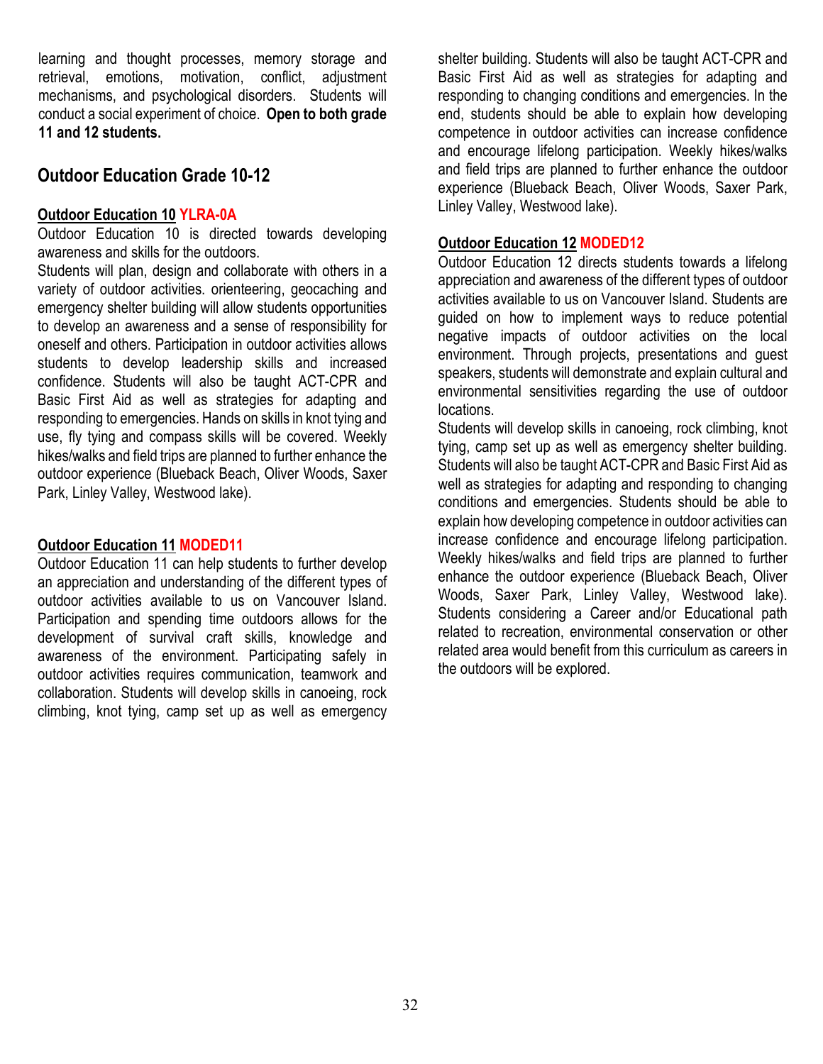learning and thought processes, memory storage and retrieval, emotions, motivation, conflict, adjustment mechanisms, and psychological disorders. Students will conduct a social experiment of choice. **Open to both grade 11 and 12 students.**

## Outdoor Education Grade 10-12

**Outdoor Education 10 YLRA-0A**

Outdoor Education 10 is directed towards developing awareness and skills for the outdoors.

Students will plan, design and collaborate with others in a variety of outdoor activities. orienteering, geocaching and emergency shelter building will allow students opportunities to develop an awareness and a sense of responsibility for oneself and others. Participation in outdoor activities allows students to develop leadership skills and increased confidence. Students will also be taught ACT-CPR and Basic First Aid as well as strategies for adapting and responding to emergencies. Hands on skills in knot tying and use, fly tying and compass skills will be covered. Weekly hikes/walks and field trips are planned to further enhance the outdoor experience (Blueback Beach, Oliver Woods, Saxer Park, Linley Valley, Westwood lake).

**Outdoor Education 11 MODED11**

Outdoor Education 11 can help students to further develop an appreciation and understanding of the different types of outdoor activities available to us on Vancouver Island. Participation and spending time outdoors allows for the development of survival craft skills, knowledge and awareness of the environment. Participating safely in outdoor activities requires communication, teamwork and collaboration. Students will develop skills in canoeing, rock climbing, knot tying, camp set up as well as emergency shelter building. Students will also be taught ACT-CPR and Basic First Aid as well as strategies for adapting and responding to changing conditions and emergencies. In the end, students should be able to explain how developing competence in outdoor activities can increase confidence and encourage lifelong participation. Weekly hikes/walks and field trips are planned to further enhance the outdoor experience (Blueback Beach, Oliver Woods, Saxer Park, Linley Valley, Westwood lake).

**Outdoor Education 12 MODED12**

Outdoor Education 12 directs students towards a lifelong appreciation and awareness of the different types of outdoor activities available to us on Vancouver Island. Students are guided on how to implement ways to reduce potential negative impacts of outdoor activities on the local environment. Through projects, presentations and guest speakers, students will demonstrate and explain cultural and environmental sensitivities regarding the use of outdoor locations.

Students will develop skills in canoeing, rock climbing, knot tying, camp set up as well as emergency shelter building. Students will also be taught ACT-CPR and Basic First Aid as well as strategies for adapting and responding to changing conditions and emergencies. Students should be able to explain how developing competence in outdoor activities can increase confidence and encourage lifelong participation. Weekly hikes/walks and field trips are planned to further enhance the outdoor experience (Blueback Beach, Oliver Woods, Saxer Park, Linley Valley, Westwood lake). Students considering a Career and/or Educational path related to recreation, environmental conservation or other related area would benefit from this curriculum as careers in the outdoors will be explored.